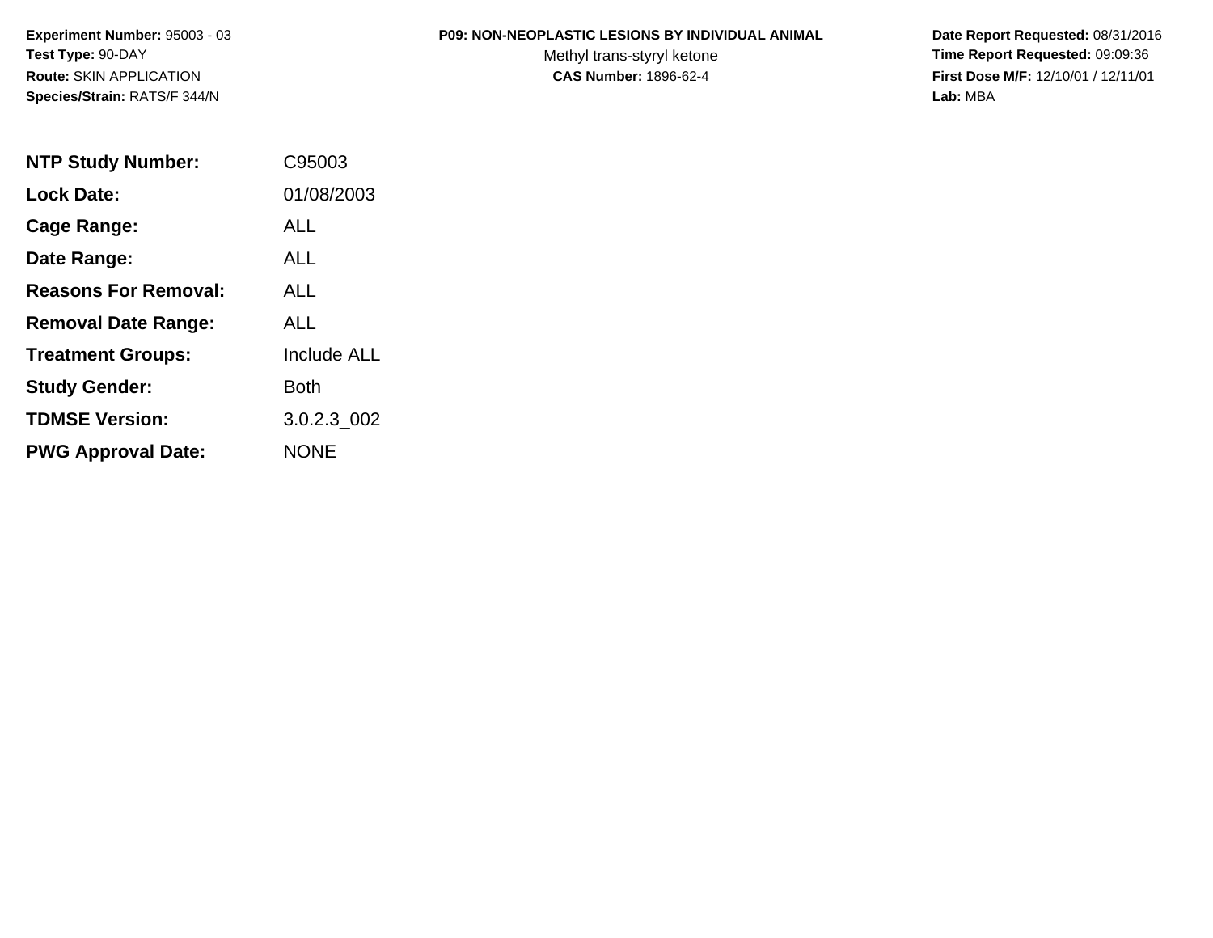**Experiment Number:** 95003 - 03
**Test Type:** 90-DAY
**Route:** SKIN APPLICATION
**Species/Strain:** RATS/F 344/N

**P09: NON-NEOPLASTIC LESIONS BY INDIVIDUAL ANIMAL**
Methyl trans-styryl ketone
**CAS Number:** 1896-62-4

**Date Report Requested:** 08/31/2016
**Time Report Requested:** 09:09:36
**First Dose M/F:** 12/10/01 / 12/11/01
**Lab:** MBA

| | |
|---|---|
| **NTP Study Number:** | C95003 |
| **Lock Date:** | 01/08/2003 |
| **Cage Range:** | ALL |
| **Date Range:** | ALL |
| **Reasons For Removal:** | ALL |
| **Removal Date Range:** | ALL |
| **Treatment Groups:** | Include ALL |
| **Study Gender:** | Both |
| **TDMSE Version:** | 3.0.2.3_002 |
| **PWG Approval Date:** | NONE |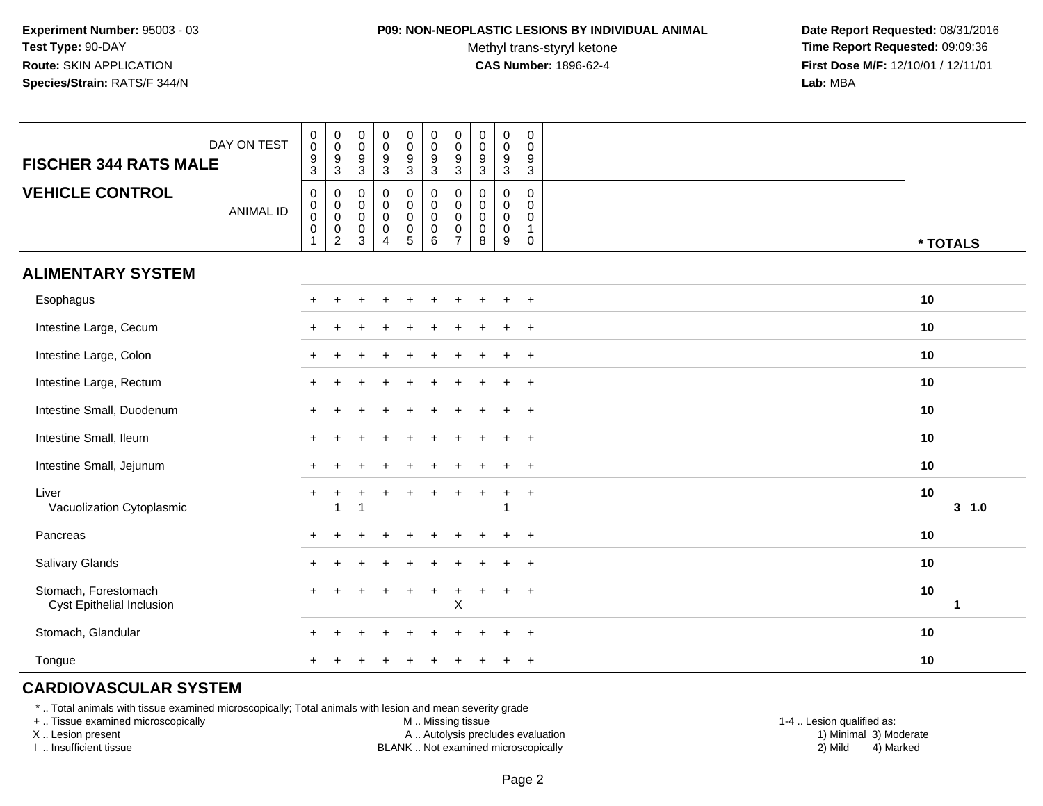**Experiment Number:** 95003 - 03
**Test Type:** 90-DAY
**Route:** SKIN APPLICATION
**Species/Strain:** RATS/F 344/N

**P09: NON-NEOPLASTIC LESIONS BY INDIVIDUAL ANIMAL**
Methyl trans-styryl ketone
**CAS Number:** 1896-62-4

**Date Report Requested:** 08/31/2016
**Time Report Requested:** 09:09:36
**First Dose M/F:** 12/10/01 / 12/11/01
**Lab:** MBA

| FISCHER 344 RATS MALE / VEHICLE CONTROL | | | | | | | | | | | | |
|---|---|---|---|---|---|---|---|---|---|---|---|---|
| DAY ON TEST | 0093 | 0093 | 0093 | 0093 | 0093 | 0093 | 0093 | 0093 | 0093 | 0093 | | |
| ANIMAL ID | 00001 | 00002 | 00003 | 00004 | 00005 | 00006 | 00007 | 00008 | 00009 | 00010 | * TOTALS | |
| **ALIMENTARY SYSTEM** | | | | | | | | | | | | |
| Esophagus | + | + | + | + | + | + | + | + | + | + | 10 | |
| Intestine Large, Cecum | + | + | + | + | + | + | + | + | + | + | 10 | |
| Intestine Large, Colon | + | + | + | + | + | + | + | + | + | + | 10 | |
| Intestine Large, Rectum | + | + | + | + | + | + | + | + | + | + | 10 | |
| Intestine Small, Duodenum | + | + | + | + | + | + | + | + | + | + | 10 | |
| Intestine Small, Ileum | + | + | + | + | + | + | + | + | + | + | 10 | |
| Intestine Small, Jejunum | + | + | + | + | + | + | + | + | + | + | 10 | |
| Liver | + | + | + | + | + | + | + | + | + | + | 10 | |
| Vacuolization Cytoplasmic | | 1 | 1 | | | | | | 1 | | 3 | 1.0 |
| Pancreas | + | + | + | + | + | + | + | + | + | + | 10 | |
| Salivary Glands | + | + | + | + | + | + | + | + | + | + | 10 | |
| Stomach, Forestomach | + | + | + | + | + | + | + | + | + | + | 10 | |
| Cyst Epithelial Inclusion | | | | | | | X | | | | 1 | |
| Stomach, Glandular | + | + | + | + | + | + | + | + | + | + | 10 | |
| Tongue | + | + | + | + | + | + | + | + | + | + | 10 | |

**CARDIOVASCULAR SYSTEM**

* .. Total animals with tissue examined microscopically; Total animals with lesion and mean severity grade
+ .. Tissue examined microscopically
X .. Lesion present
I .. Insufficient tissue

M .. Missing tissue
A .. Autolysis precludes evaluation
BLANK .. Not examined microscopically

1-4 .. Lesion qualified as:
1) Minimal 3) Moderate
2) Mild 4) Marked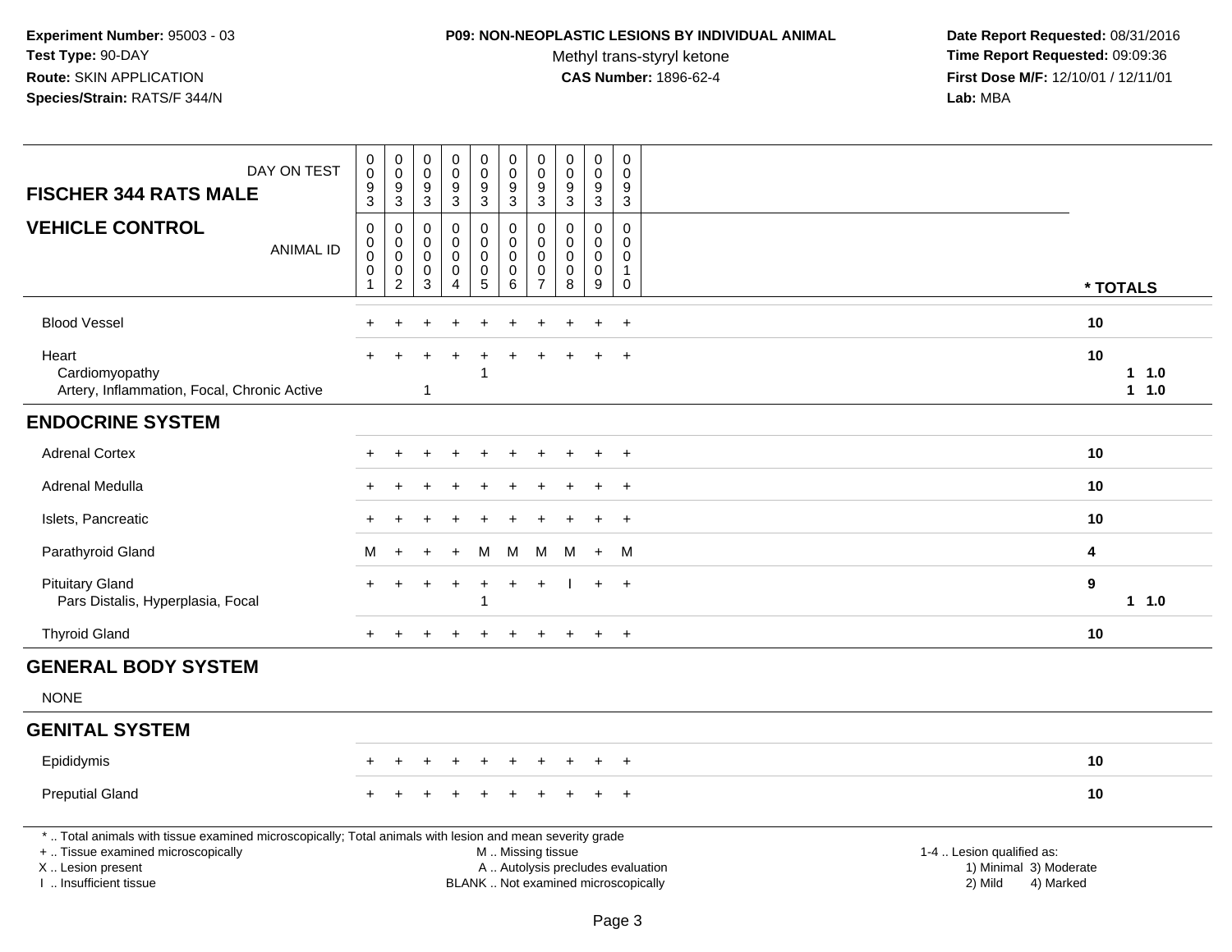**Experiment Number:** 95003 - 03
**Test Type:** 90-DAY
**Route:** SKIN APPLICATION
**Species/Strain:** RATS/F 344/N

**P09: NON-NEOPLASTIC LESIONS BY INDIVIDUAL ANIMAL**
Methyl trans-styryl ketone
**CAS Number:** 1896-62-4

**Date Report Requested:** 08/31/2016
**Time Report Requested:** 09:09:36
**First Dose M/F:** 12/10/01 / 12/11/01
**Lab:** MBA

| DAY ON TEST | 0093 | 0093 | 0093 | 0093 | 0093 | 0093 | 0093 | 0093 | 0093 | 0093 | |
|---|---|---|---|---|---|---|---|---|---|---|---|
| **FISCHER 344 RATS MALE** | | | | | | | | | | | |
| **VEHICLE CONTROL** ANIMAL ID | 00001 | 00002 | 00003 | 00004 | 00005 | 00006 | 00007 | 00008 | 00009 | 00010 | *** TOTALS** |
| Blood Vessel | + | + | + | + | + | + | + | + | + | + | **10** |
| Heart | + | + | + | + | + | + | + | + | + | + | **10** |
| Cardiomyopathy | | | | | 1 | | | | | | **1 1.0** |
| Artery, Inflammation, Focal, Chronic Active | | | 1 | | | | | | | | **1 1.0** |
| **ENDOCRINE SYSTEM** | | | | | | | | | | | |
| Adrenal Cortex | + | + | + | + | + | + | + | + | + | + | **10** |
| Adrenal Medulla | + | + | + | + | + | + | + | + | + | + | **10** |
| Islets, Pancreatic | + | + | + | + | + | + | + | + | + | + | **10** |
| Parathyroid Gland | M | + | + | + | M | M | M | M | + | M | **4** |
| Pituitary Gland | + | + | + | + | + | + | + | I | + | + | **9** |
| Pars Distalis, Hyperplasia, Focal | | | | | 1 | | | | | | **1 1.0** |
| Thyroid Gland | + | + | + | + | + | + | + | + | + | + | **10** |
| **GENERAL BODY SYSTEM** | | | | | | | | | | | |
| NONE | | | | | | | | | | | |
| **GENITAL SYSTEM** | | | | | | | | | | | |
| Epididymis | + | + | + | + | + | + | + | + | + | + | **10** |
| Preputial Gland | + | + | + | + | + | + | + | + | + | + | **10** |

\* .. Total animals with tissue examined microscopically; Total animals with lesion and mean severity grade
+ .. Tissue examined microscopically
X .. Lesion present
I .. Insufficient tissue

M .. Missing tissue
A .. Autolysis precludes evaluation
BLANK .. Not examined microscopically

1-4 .. Lesion qualified as:
1) Minimal 3) Moderate
2) Mild 4) Marked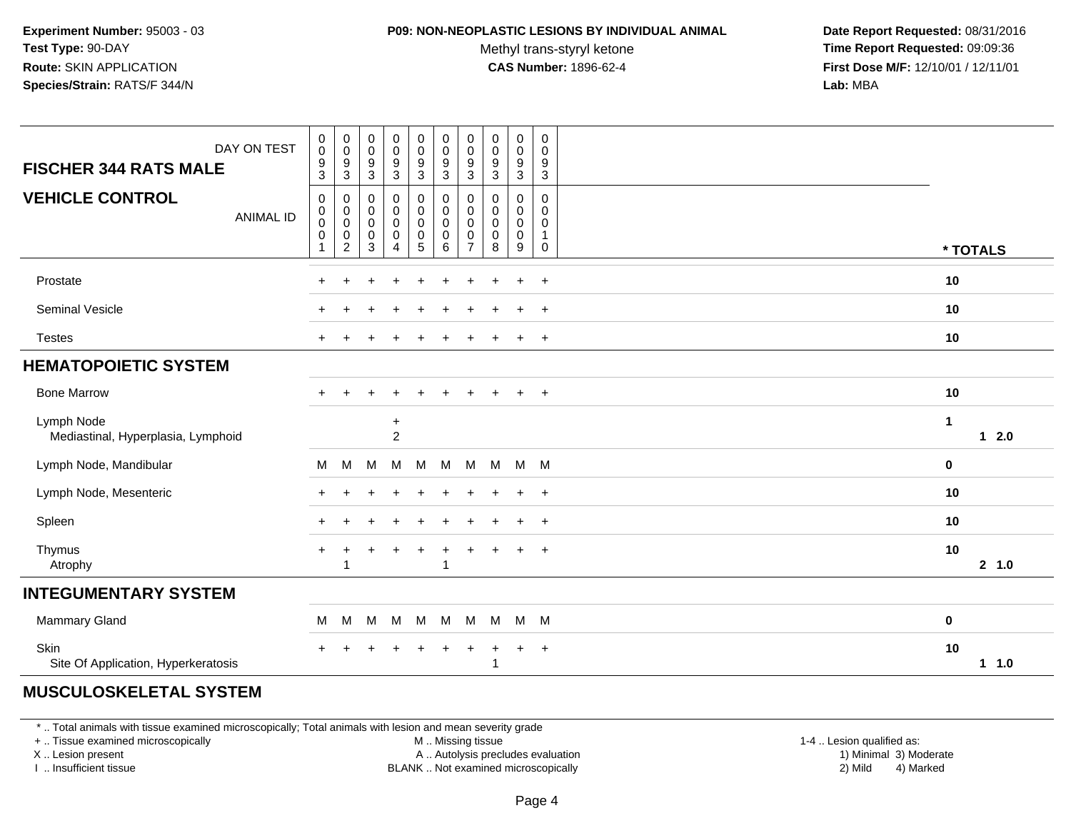**Experiment Number:** 95003 - 03
**Test Type:** 90-DAY
**Route:** SKIN APPLICATION
**Species/Strain:** RATS/F 344/N

**P09: NON-NEOPLASTIC LESIONS BY INDIVIDUAL ANIMAL**
Methyl trans-styryl ketone
**CAS Number:** 1896-62-4

**Date Report Requested:** 08/31/2016
**Time Report Requested:** 09:09:36
**First Dose M/F:** 12/10/01 / 12/11/01
**Lab:** MBA

| **FISCHER 344 RATS MALE** DAY ON TEST | 0093 | 0093 | 0093 | 0093 | 0093 | 0093 | 0093 | 0093 | 0093 | 0093 | |
|---|---|---|---|---|---|---|---|---|---|---|---|
| **VEHICLE CONTROL** ANIMAL ID | 00001 | 00002 | 00003 | 00004 | 00005 | 00006 | 00007 | 00008 | 00009 | 00010 | *** TOTALS** |
| Prostate | + | + | + | + | + | + | + | + | + | + | **10** |
| Seminal Vesicle | + | + | + | + | + | + | + | + | + | + | **10** |
| Testes | + | + | + | + | + | + | + | + | + | + | **10** |
| **HEMATOPOIETIC SYSTEM** | | | | | | | | | | | |
| Bone Marrow | + | + | + | + | + | + | + | + | + | + | **10** |
| Lymph Node | | | | + | | | | | | | **1** |
| Mediastinal, Hyperplasia, Lymphoid | | | | 2 | | | | | | | **1 2.0** |
| Lymph Node, Mandibular | M | M | M | M | M | M | M | M | M | M | **0** |
| Lymph Node, Mesenteric | + | + | + | + | + | + | + | + | + | + | **10** |
| Spleen | + | + | + | + | + | + | + | + | + | + | **10** |
| Thymus | + | + | + | + | + | + | + | + | + | + | **10** |
| Atrophy | | 1 | | | | 1 | | | | | **2 1.0** |
| **INTEGUMENTARY SYSTEM** | | | | | | | | | | | |
| Mammary Gland | M | M | M | M | M | M | M | M | M | M | **0** |
| Skin | + | + | + | + | + | + | + | + | + | + | **10** |
| Site Of Application, Hyperkeratosis | | | | | | | | 1 | | | **1 1.0** |
| **MUSCULOSKELETAL SYSTEM** | | | | | | | | | | | |

* .. Total animals with tissue examined microscopically; Total animals with lesion and mean severity grade
+ .. Tissue examined microscopically
X .. Lesion present
I .. Insufficient tissue

M .. Missing tissue
A .. Autolysis precludes evaluation
BLANK .. Not examined microscopically

1-4 .. Lesion qualified as:
1) Minimal 3) Moderate
2) Mild 4) Marked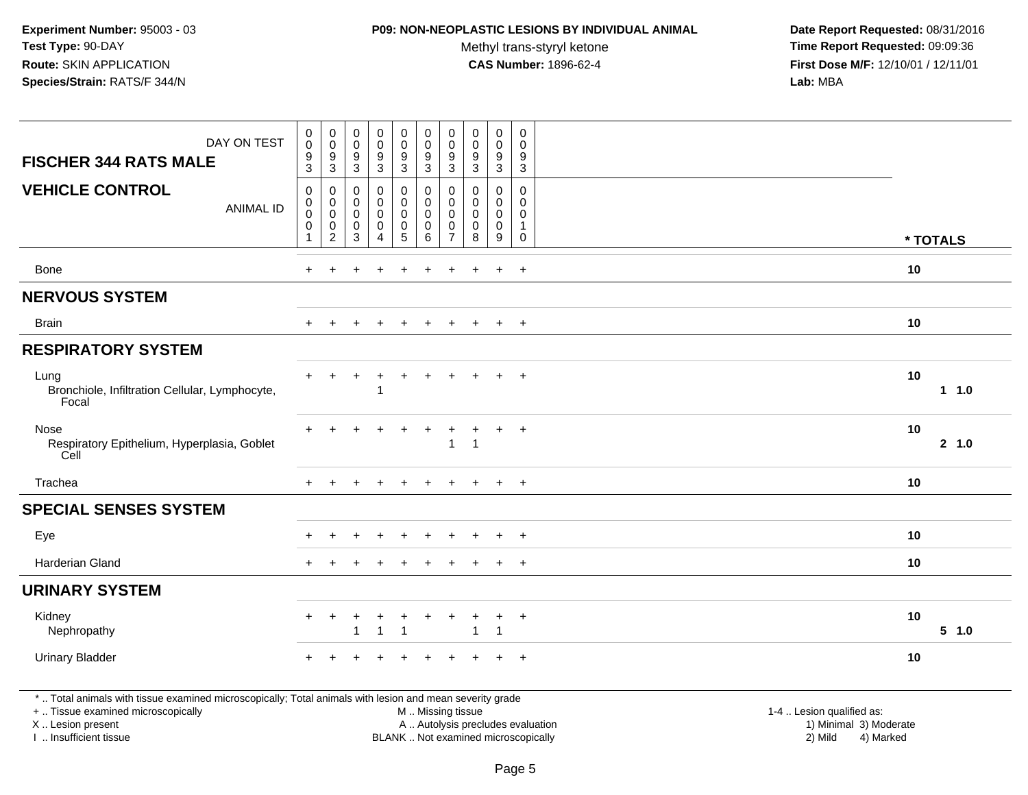**Experiment Number:** 95003 - 03
**Test Type:** 90-DAY
**Route:** SKIN APPLICATION
**Species/Strain:** RATS/F 344/N

**P09: NON-NEOPLASTIC LESIONS BY INDIVIDUAL ANIMAL**
Methyl trans-styryl ketone
**CAS Number:** 1896-62-4

**Date Report Requested:** 08/31/2016
**Time Report Requested:** 09:09:36
**First Dose M/F:** 12/10/01 / 12/11/01
**Lab:** MBA

| FISCHER 344 RATS MALE — DAY ON TEST | 0093 | 0093 | 0093 | 0093 | 0093 | 0093 | 0093 | 0093 | 0093 | 0093 | |
|---|---|---|---|---|---|---|---|---|---|---|---|
| **VEHICLE CONTROL** — ANIMAL ID | 0000001 | 0000002 | 0000003 | 0000004 | 0000005 | 0000006 | 0000007 | 0000008 | 0000009 | 0000010 | * TOTALS |
| Bone | + | + | + | + | + | + | + | + | + | + | 10 |
| **NERVOUS SYSTEM** | | | | | | | | | | | |
| Brain | + | + | + | + | + | + | + | + | + | + | 10 |
| **RESPIRATORY SYSTEM** | | | | | | | | | | | |
| Lung | + | + | + | + | + | + | + | + | + | + | 10 |
| Bronchiole, Infiltration Cellular, Lymphocyte, Focal | | | | 1 | | | | | | | 1 1.0 |
| Nose | + | + | + | + | + | + | + | + | + | + | 10 |
| Respiratory Epithelium, Hyperplasia, Goblet Cell | | | | | | | 1 | 1 | | | 2 1.0 |
| Trachea | + | + | + | + | + | + | + | + | + | + | 10 |
| **SPECIAL SENSES SYSTEM** | | | | | | | | | | | |
| Eye | + | + | + | + | + | + | + | + | + | + | 10 |
| Harderian Gland | + | + | + | + | + | + | + | + | + | + | 10 |
| **URINARY SYSTEM** | | | | | | | | | | | |
| Kidney | + | + | + | + | + | + | + | + | + | + | 10 |
| Nephropathy | | | 1 | 1 | 1 | | | 1 | 1 | | 5 1.0 |
| Urinary Bladder | + | + | + | + | + | + | + | + | + | + | 10 |

* .. Total animals with tissue examined microscopically; Total animals with lesion and mean severity grade
+ .. Tissue examined microscopically
X .. Lesion present
I .. Insufficient tissue

M .. Missing tissue
A .. Autolysis precludes evaluation
BLANK .. Not examined microscopically

1-4 .. Lesion qualified as:
1) Minimal 3) Moderate
2) Mild 4) Marked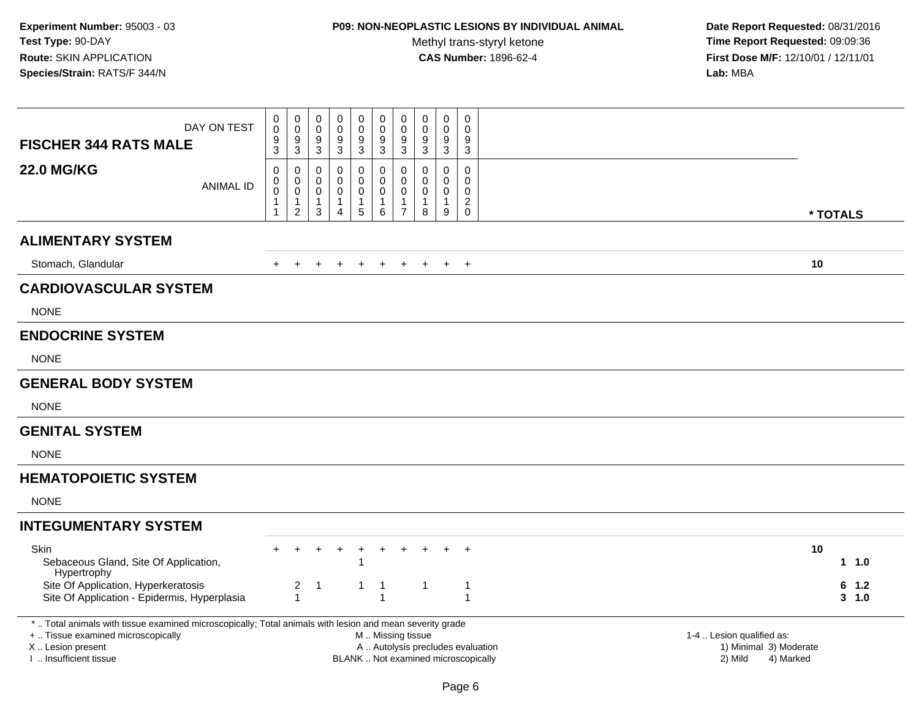**Experiment Number:** 95003 - 03
**Test Type:** 90-DAY
**Route:** SKIN APPLICATION
**Species/Strain:** RATS/F 344/N

**P09: NON-NEOPLASTIC LESIONS BY INDIVIDUAL ANIMAL**
Methyl trans-styryl ketone
**CAS Number:** 1896-62-4

**Date Report Requested:** 08/31/2016
**Time Report Requested:** 09:09:36
**First Dose M/F:** 12/10/01 / 12/11/01
**Lab:** MBA

## FISCHER 344 RATS MALE — 22.0 MG/KG

| DAY ON TEST | 0093 | 0093 | 0093 | 0093 | 0093 | 0093 | 0093 | 0093 | 0093 | 0093 | * TOTALS |
|---|---|---|---|---|---|---|---|---|---|---|---|
| **ANIMAL ID** | 0011 | 0012 | 0013 | 0014 | 0015 | 0016 | 0017 | 0018 | 0019 | 0020 | |
| **ALIMENTARY SYSTEM** | | | | | | | | | | | |
| Stomach, Glandular | + | + | + | + | + | + | + | + | + | + | 10 |
| **CARDIOVASCULAR SYSTEM** | | | | | | | | | | | |
| NONE | | | | | | | | | | | |
| **ENDOCRINE SYSTEM** | | | | | | | | | | | |
| NONE | | | | | | | | | | | |
| **GENERAL BODY SYSTEM** | | | | | | | | | | | |
| NONE | | | | | | | | | | | |
| **GENITAL SYSTEM** | | | | | | | | | | | |
| NONE | | | | | | | | | | | |
| **HEMATOPOIETIC SYSTEM** | | | | | | | | | | | |
| NONE | | | | | | | | | | | |
| **INTEGUMENTARY SYSTEM** | | | | | | | | | | | |
| Skin | + | + | + | + | + | + | + | + | + | + | 10 |
| Sebaceous Gland, Site Of Application, Hypertrophy | | | | | 1 | | | | | | 1 1.0 |
| Site Of Application, Hyperkeratosis | | 2 | 1 | | 1 | 1 | | 1 | | 1 | 6 1.2 |
| Site Of Application - Epidermis, Hyperplasia | | 1 | | | | 1 | | | | 1 | 3 1.0 |

* .. Total animals with tissue examined microscopically; Total animals with lesion and mean severity grade
+ .. Tissue examined microscopically
X .. Lesion present
I .. Insufficient tissue
M .. Missing tissue
A .. Autolysis precludes evaluation
BLANK .. Not examined microscopically
1-4 .. Lesion qualified as: 1) Minimal 2) Mild 3) Moderate 4) Marked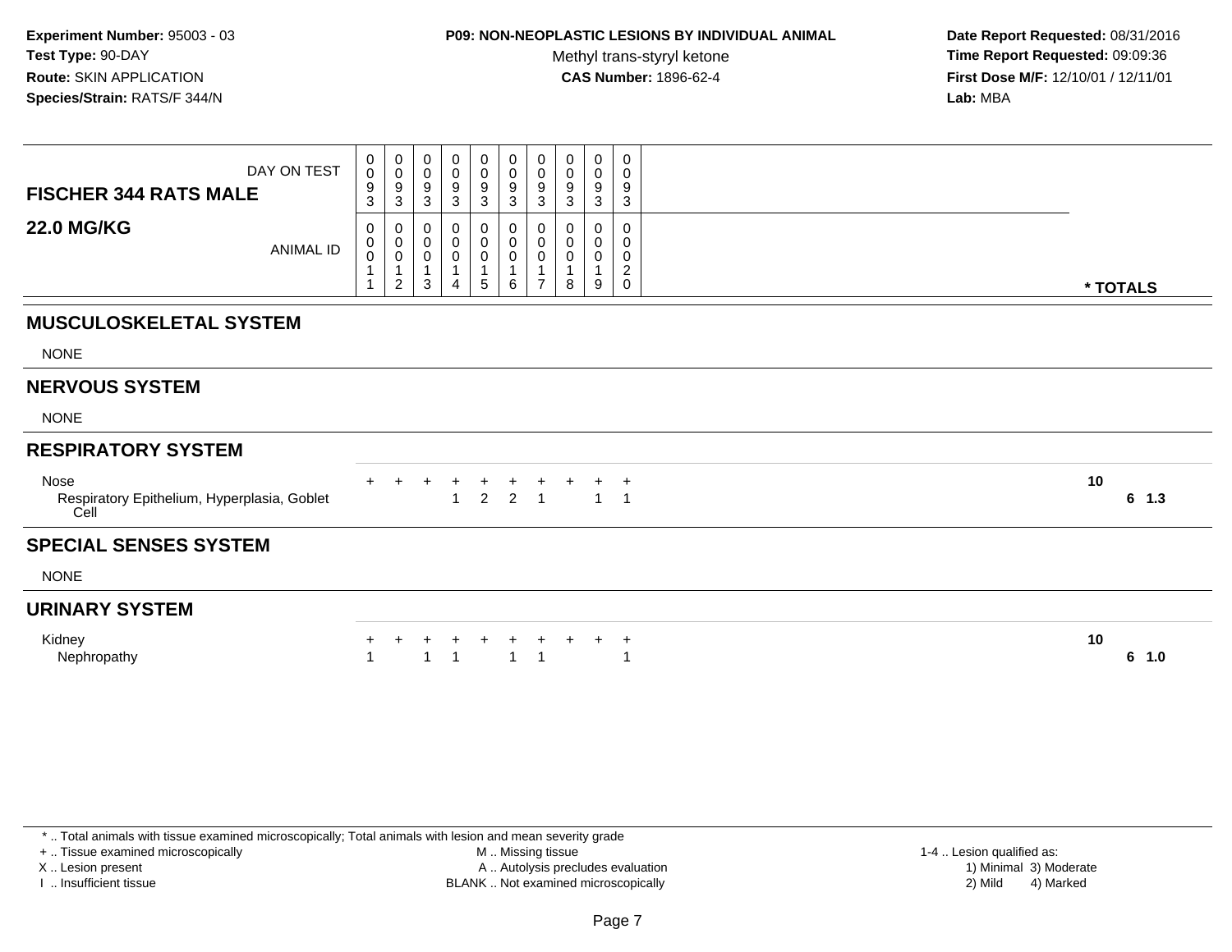**Experiment Number:** 95003 - 03
**Test Type:** 90-DAY
**Route:** SKIN APPLICATION
**Species/Strain:** RATS/F 344/N

**P09: NON-NEOPLASTIC LESIONS BY INDIVIDUAL ANIMAL**
Methyl trans-styryl ketone
**CAS Number:** 1896-62-4

**Date Report Requested:** 08/31/2016
**Time Report Requested:** 09:09:36
**First Dose M/F:** 12/10/01 / 12/11/01
**Lab:** MBA

| FISCHER 344 RATS MALE / 22.0 MG/KG | | | | | | | | | | | |
|---|---|---|---|---|---|---|---|---|---|---|---|
| DAY ON TEST | 0093 | 0093 | 0093 | 0093 | 0093 | 0093 | 0093 | 0093 | 0093 | 0093 | |
| ANIMAL ID | 00011 | 00012 | 00013 | 00014 | 00015 | 00016 | 00017 | 00018 | 00019 | 00020 | * TOTALS |
| **MUSCULOSKELETAL SYSTEM** | | | | | | | | | | | |
| NONE | | | | | | | | | | | |
| **NERVOUS SYSTEM** | | | | | | | | | | | |
| NONE | | | | | | | | | | | |
| **RESPIRATORY SYSTEM** | | | | | | | | | | | |
| Nose | + | + | + | + | + | + | + | + | + | + | 10 |
| Respiratory Epithelium, Hyperplasia, Goblet Cell | | | | 1 | 2 | 2 | 1 | | 1 | 1 | 6 1.3 |
| **SPECIAL SENSES SYSTEM** | | | | | | | | | | | |
| NONE | | | | | | | | | | | |
| **URINARY SYSTEM** | | | | | | | | | | | |
| Kidney | + | + | + | + | + | + | + | + | + | + | 10 |
| Nephropathy | 1 | | 1 | 1 | | 1 | 1 | | | 1 | 6 1.0 |

\* .. Total animals with tissue examined microscopically; Total animals with lesion and mean severity grade
\+ .. Tissue examined microscopically
X .. Lesion present
I .. Insufficient tissue
M .. Missing tissue
A .. Autolysis precludes evaluation
BLANK .. Not examined microscopically
1-4 .. Lesion qualified as:
1) Minimal 3) Moderate
2) Mild 4) Marked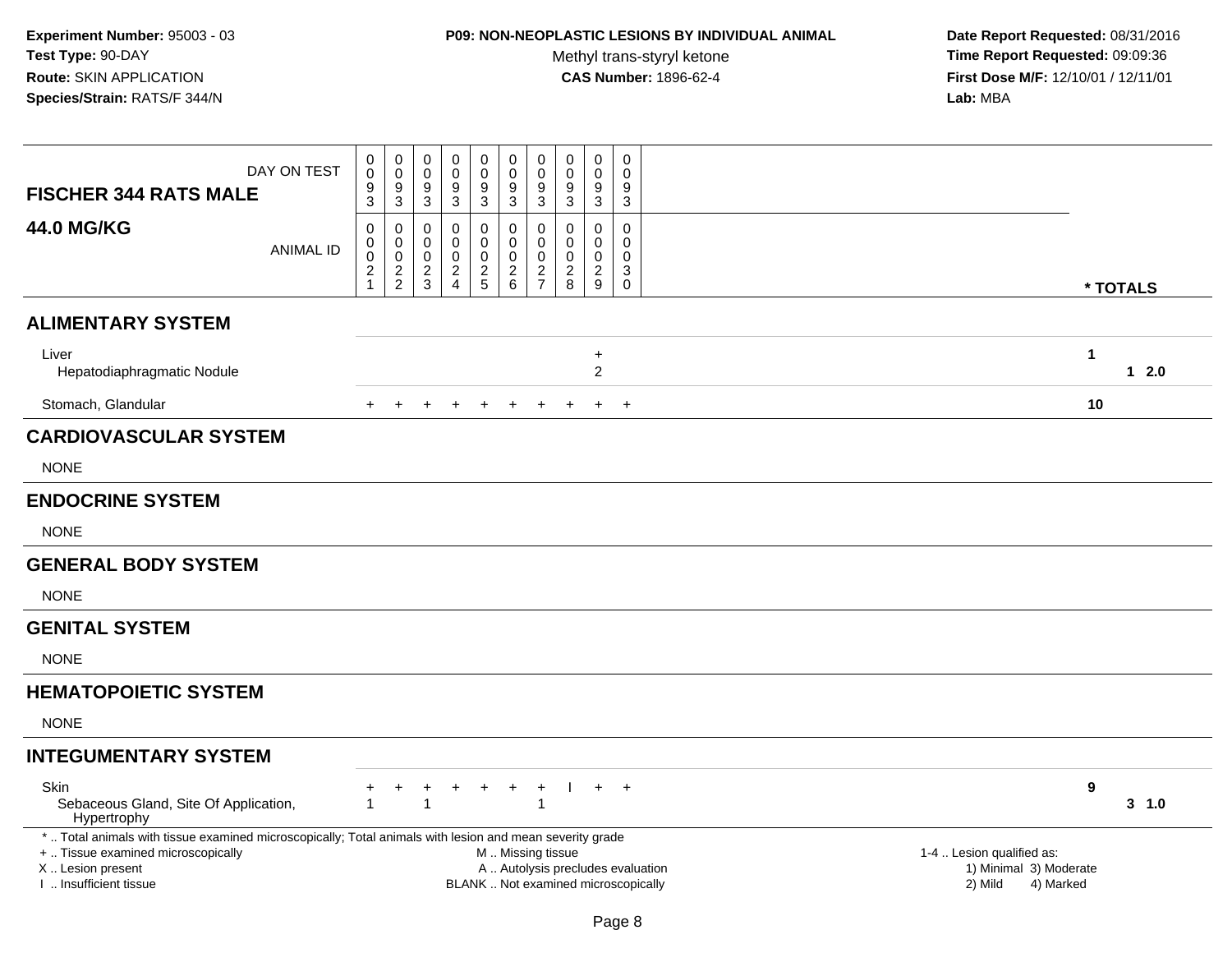**Experiment Number:** 95003 - 03
**Test Type:** 90-DAY
**Route:** SKIN APPLICATION
**Species/Strain:** RATS/F 344/N

**P09: NON-NEOPLASTIC LESIONS BY INDIVIDUAL ANIMAL**
Methyl trans-styryl ketone
**CAS Number:** 1896-62-4

**Date Report Requested:** 08/31/2016
**Time Report Requested:** 09:09:36
**First Dose M/F:** 12/10/01 / 12/11/01
**Lab:** MBA

| FISCHER 344 RATS MALE 44.0 MG/KG | | | | | | | | | | | |
|---|---|---|---|---|---|---|---|---|---|---|---|
| DAY ON TEST | 0093 | 0093 | 0093 | 0093 | 0093 | 0093 | 0093 | 0093 | 0093 | 0093 | |
| ANIMAL ID | 00021 | 00022 | 00023 | 00024 | 00025 | 00026 | 00027 | 00028 | 00029 | 00030 | * TOTALS |
| **ALIMENTARY SYSTEM** | | | | | | | | | | | |
| Liver | | | | | | | | | + | | 1 |
| Hepatodiaphragmatic Nodule | | | | | | | | | 2 | | 1 2.0 |
| Stomach, Glandular | + | + | + | + | + | + | + | + | + | + | 10 |
| **CARDIOVASCULAR SYSTEM** | | | | | | | | | | | |
| NONE | | | | | | | | | | | |
| **ENDOCRINE SYSTEM** | | | | | | | | | | | |
| NONE | | | | | | | | | | | |
| **GENERAL BODY SYSTEM** | | | | | | | | | | | |
| NONE | | | | | | | | | | | |
| **GENITAL SYSTEM** | | | | | | | | | | | |
| NONE | | | | | | | | | | | |
| **HEMATOPOIETIC SYSTEM** | | | | | | | | | | | |
| NONE | | | | | | | | | | | |
| **INTEGUMENTARY SYSTEM** | | | | | | | | | | | |
| Skin | + | + | + | + | + | + | + | I | + | + | 9 |
| Sebaceous Gland, Site Of Application, Hypertrophy | 1 | | 1 | | | | 1 | | | | 3 1.0 |

* .. Total animals with tissue examined microscopically; Total animals with lesion and mean severity grade
\+ .. Tissue examined microscopically
X .. Lesion present
I .. Insufficient tissue

M .. Missing tissue
A .. Autolysis precludes evaluation
BLANK .. Not examined microscopically

1-4 .. Lesion qualified as:
1) Minimal 3) Moderate
2) Mild 4) Marked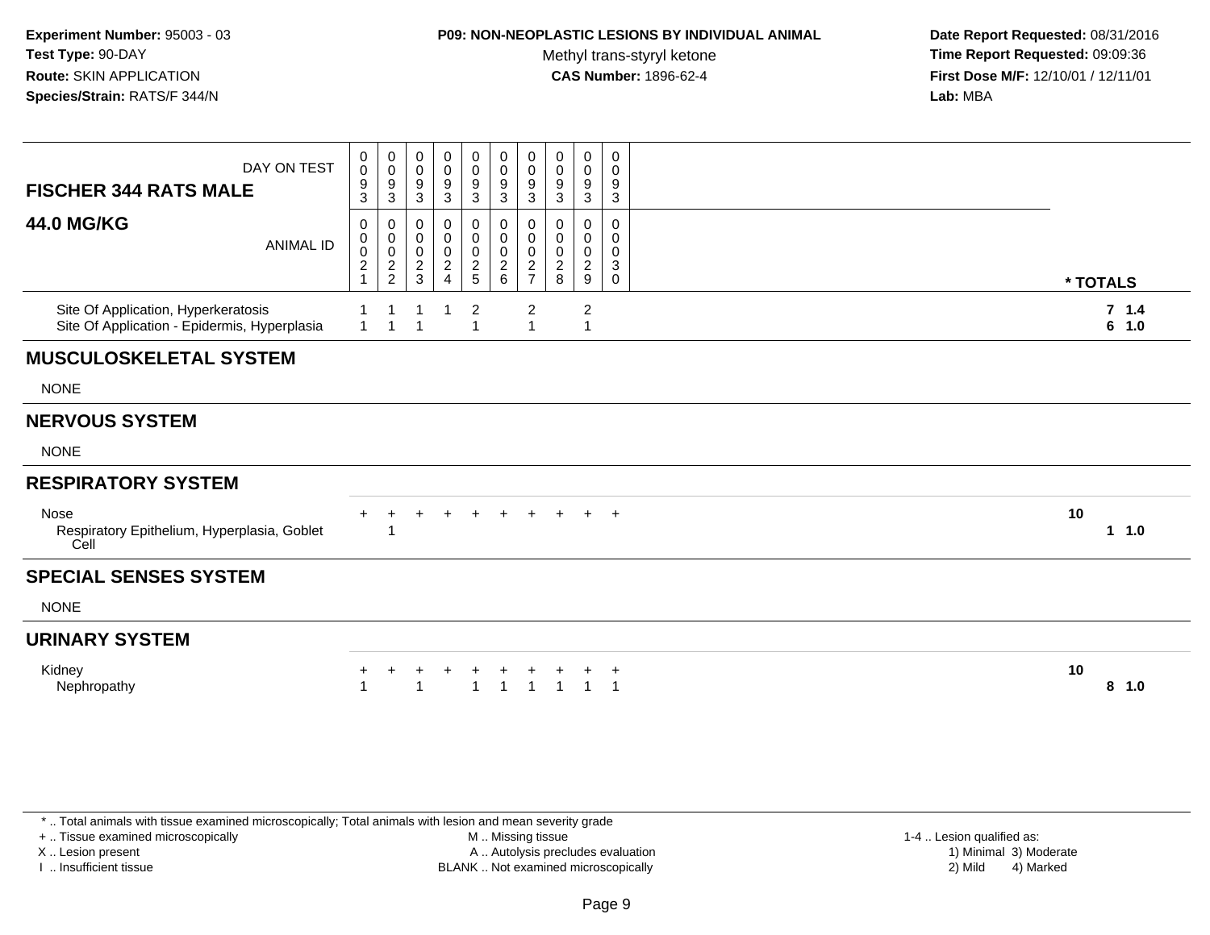**Experiment Number:** 95003 - 03
**Test Type:** 90-DAY
**Route:** SKIN APPLICATION
**Species/Strain:** RATS/F 344/N

**P09: NON-NEOPLASTIC LESIONS BY INDIVIDUAL ANIMAL**
Methyl trans-styryl ketone
**CAS Number:** 1896-62-4

**Date Report Requested:** 08/31/2016
**Time Report Requested:** 09:09:36
**First Dose M/F:** 12/10/01 / 12/11/01
**Lab:** MBA

| FISCHER 344 RATS MALE 44.0 MG/KG | | | | | | | | | | | |
|---|---|---|---|---|---|---|---|---|---|---|---|
| DAY ON TEST | 0093 | 0093 | 0093 | 0093 | 0093 | 0093 | 0093 | 0093 | 0093 | 0093 | |
| ANIMAL ID | 00021 | 00022 | 00023 | 00024 | 00025 | 00026 | 00027 | 00028 | 00029 | 00030 | * TOTALS |
| Site Of Application, Hyperkeratosis | 1 | 1 | 1 | 1 | 2 | | 2 | | 2 | | 7 1.4 |
| Site Of Application - Epidermis, Hyperplasia | 1 | 1 | 1 | | 1 | | 1 | | 1 | | 6 1.0 |
| **MUSCULOSKELETAL SYSTEM** | | | | | | | | | | | |
| NONE | | | | | | | | | | | |
| **NERVOUS SYSTEM** | | | | | | | | | | | |
| NONE | | | | | | | | | | | |
| **RESPIRATORY SYSTEM** | | | | | | | | | | | |
| Nose | + | + | + | + | + | + | + | + | + | + | 10 |
| Respiratory Epithelium, Hyperplasia, Goblet Cell | | 1 | | | | | | | | | 1 1.0 |
| **SPECIAL SENSES SYSTEM** | | | | | | | | | | | |
| NONE | | | | | | | | | | | |
| **URINARY SYSTEM** | | | | | | | | | | | |
| Kidney | + | + | + | + | + | + | + | + | + | + | 10 |
| Nephropathy | 1 | | 1 | | 1 | 1 | 1 | 1 | 1 | 1 | 8 1.0 |

* .. Total animals with tissue examined microscopically; Total animals with lesion and mean severity grade
+ .. Tissue examined microscopically
X .. Lesion present
I .. Insufficient tissue

M .. Missing tissue
A .. Autolysis precludes evaluation
BLANK .. Not examined microscopically

1-4 .. Lesion qualified as:
1) Minimal 3) Moderate
2) Mild 4) Marked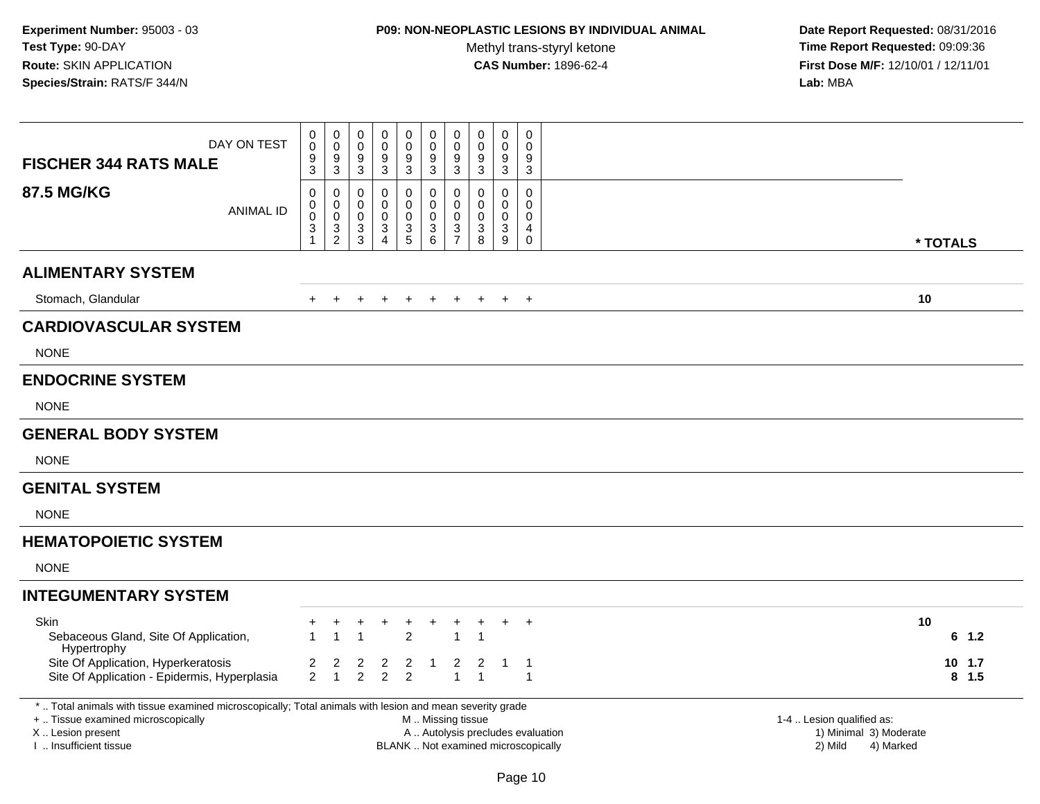**Experiment Number:** 95003 - 03
**Test Type:** 90-DAY
**Route:** SKIN APPLICATION
**Species/Strain:** RATS/F 344/N

**P09: NON-NEOPLASTIC LESIONS BY INDIVIDUAL ANIMAL**
Methyl trans-styryl ketone
**CAS Number:** 1896-62-4

**Date Report Requested:** 08/31/2016
**Time Report Requested:** 09:09:36
**First Dose M/F:** 12/10/01 / 12/11/01
**Lab:** MBA

| FISCHER 344 RATS MALE — 87.5 MG/KG | | | | | | | | | | | |
|---|---|---|---|---|---|---|---|---|---|---|---|
| DAY ON TEST | 0093 | 0093 | 0093 | 0093 | 0093 | 0093 | 0093 | 0093 | 0093 | 0093 | |
| ANIMAL ID | 00031 | 00032 | 00033 | 00034 | 00035 | 00036 | 00037 | 00038 | 00039 | 00040 | * TOTALS |
| **ALIMENTARY SYSTEM** | | | | | | | | | | | |
| Stomach, Glandular | + | + | + | + | + | + | + | + | + | + | 10 |
| **CARDIOVASCULAR SYSTEM** | | | | | | | | | | | |
| NONE | | | | | | | | | | | |
| **ENDOCRINE SYSTEM** | | | | | | | | | | | |
| NONE | | | | | | | | | | | |
| **GENERAL BODY SYSTEM** | | | | | | | | | | | |
| NONE | | | | | | | | | | | |
| **GENITAL SYSTEM** | | | | | | | | | | | |
| NONE | | | | | | | | | | | |
| **HEMATOPOIETIC SYSTEM** | | | | | | | | | | | |
| NONE | | | | | | | | | | | |
| **INTEGUMENTARY SYSTEM** | | | | | | | | | | | |
| Skin | + | + | + | + | + | + | + | + | + | + | 10 |
| Sebaceous Gland, Site Of Application, Hypertrophy | 1 | 1 | 1 | | 2 | | 1 | 1 | | | 6 1.2 |
| Site Of Application, Hyperkeratosis | 2 | 2 | 2 | 2 | 2 | 1 | 2 | 2 | 1 | 1 | 10 1.7 |
| Site Of Application - Epidermis, Hyperplasia | 2 | 1 | 2 | 2 | 2 | | 1 | 1 | | 1 | 8 1.5 |

* .. Total animals with tissue examined microscopically; Total animals with lesion and mean severity grade
+ .. Tissue examined microscopically
X .. Lesion present
I .. Insufficient tissue

M .. Missing tissue
A .. Autolysis precludes evaluation
BLANK .. Not examined microscopically

1-4 .. Lesion qualified as:
1) Minimal 3) Moderate
2) Mild 4) Marked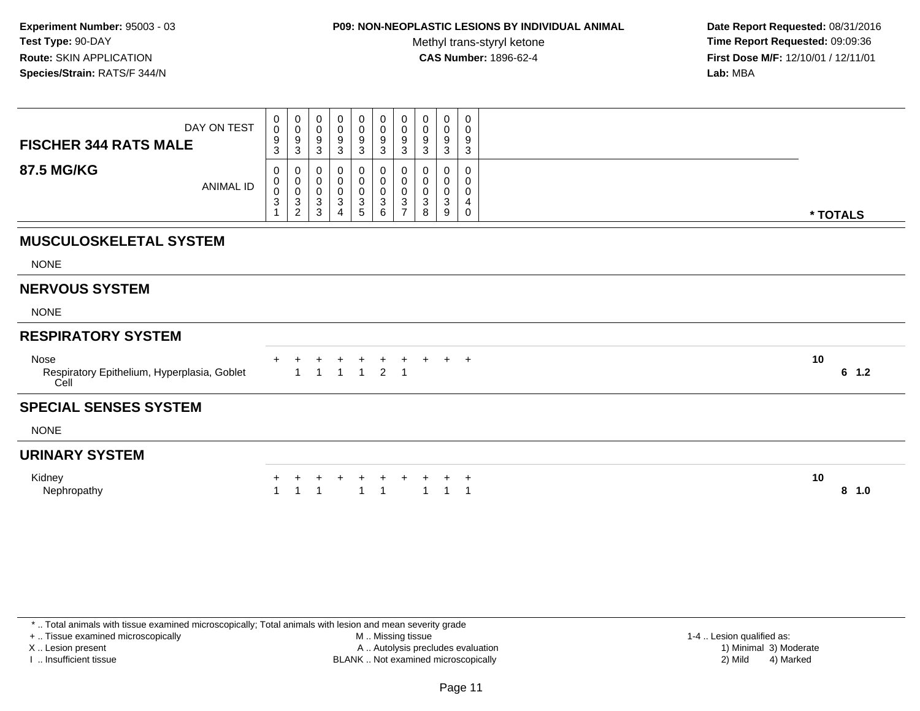**Experiment Number:** 95003 - 03
**Test Type:** 90-DAY
**Route:** SKIN APPLICATION
**Species/Strain:** RATS/F 344/N

**P09: NON-NEOPLASTIC LESIONS BY INDIVIDUAL ANIMAL**
Methyl trans-styryl ketone
**CAS Number:** 1896-62-4

**Date Report Requested:** 08/31/2016
**Time Report Requested:** 09:09:36
**First Dose M/F:** 12/10/01 / 12/11/01
**Lab:** MBA

## FISCHER 344 RATS MALE
## 87.5 MG/KG

| DAY ON TEST | 0093 | 0093 | 0093 | 0093 | 0093 | 0093 | 0093 | 0093 | 0093 | 0093 | |
|---|---|---|---|---|---|---|---|---|---|---|---|
| ANIMAL ID | 00031 | 00032 | 00033 | 00034 | 00035 | 00036 | 00037 | 00038 | 00039 | 00040 | * TOTALS |
| **MUSCULOSKELETAL SYSTEM** | | | | | | | | | | | |
| NONE | | | | | | | | | | | |
| **NERVOUS SYSTEM** | | | | | | | | | | | |
| NONE | | | | | | | | | | | |
| **RESPIRATORY SYSTEM** | | | | | | | | | | | |
| Nose | + | + | + | + | + | + | + | + | + | + | 10 |
| Respiratory Epithelium, Hyperplasia, Goblet Cell | | 1 | 1 | 1 | 1 | 2 | 1 | | | | 6 1.2 |
| **SPECIAL SENSES SYSTEM** | | | | | | | | | | | |
| NONE | | | | | | | | | | | |
| **URINARY SYSTEM** | | | | | | | | | | | |
| Kidney | + | + | + | + | + | + | + | + | + | + | 10 |
| Nephropathy | 1 | 1 | 1 | | 1 | 1 | | 1 | 1 | 1 | 8 1.0 |

* .. Total animals with tissue examined microscopically; Total animals with lesion and mean severity grade
+ .. Tissue examined microscopically
X .. Lesion present
I .. Insufficient tissue
M .. Missing tissue
A .. Autolysis precludes evaluation
BLANK .. Not examined microscopically
1-4 .. Lesion qualified as:
1) Minimal 3) Moderate
2) Mild 4) Marked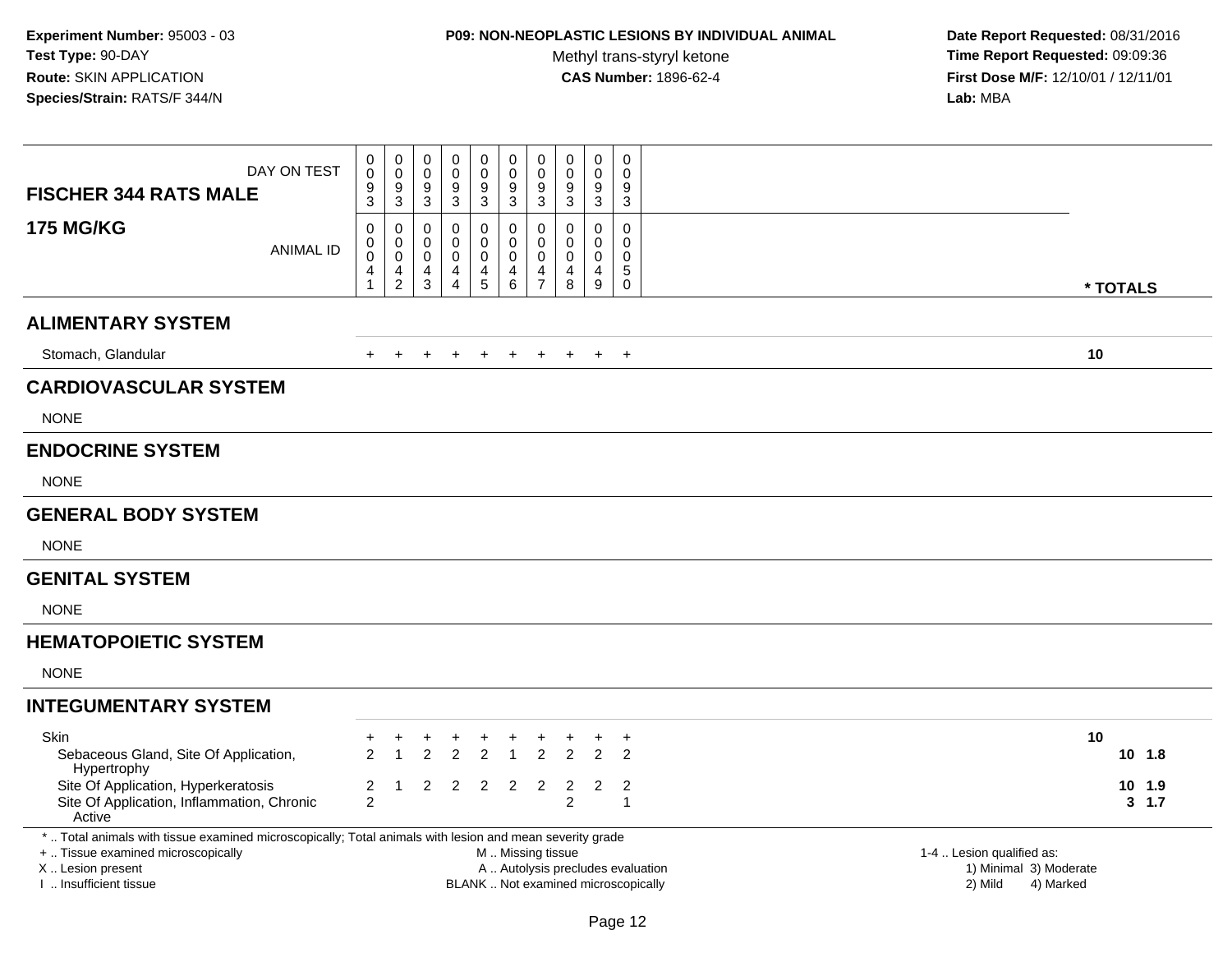**Experiment Number:** 95003 - 03
**Test Type:** 90-DAY
**Route:** SKIN APPLICATION
**Species/Strain:** RATS/F 344/N

**P09: NON-NEOPLASTIC LESIONS BY INDIVIDUAL ANIMAL**
Methyl trans-styryl ketone
**CAS Number:** 1896-62-4

**Date Report Requested:** 08/31/2016
**Time Report Requested:** 09:09:36
**First Dose M/F:** 12/10/01 / 12/11/01
**Lab:** MBA

| FISCHER 344 RATS MALE 175 MG/KG | | | | | | | | | | | | |
|---|---|---|---|---|---|---|---|---|---|---|---|---|
| DAY ON TEST | 0093 | 0093 | 0093 | 0093 | 0093 | 0093 | 0093 | 0093 | 0093 | 0093 | | |
| ANIMAL ID | 00041 | 00042 | 00043 | 00044 | 00045 | 00046 | 00047 | 00048 | 00049 | 00050 | * TOTALS | |
| **ALIMENTARY SYSTEM** | | | | | | | | | | | | |
| Stomach, Glandular | + | + | + | + | + | + | + | + | + | + | 10 | |
| **CARDIOVASCULAR SYSTEM** | | | | | | | | | | | | |
| NONE | | | | | | | | | | | | |
| **ENDOCRINE SYSTEM** | | | | | | | | | | | | |
| NONE | | | | | | | | | | | | |
| **GENERAL BODY SYSTEM** | | | | | | | | | | | | |
| NONE | | | | | | | | | | | | |
| **GENITAL SYSTEM** | | | | | | | | | | | | |
| NONE | | | | | | | | | | | | |
| **HEMATOPOIETIC SYSTEM** | | | | | | | | | | | | |
| NONE | | | | | | | | | | | | |
| **INTEGUMENTARY SYSTEM** | | | | | | | | | | | | |
| Skin | + | + | + | + | + | + | + | + | + | + | 10 | |
| Sebaceous Gland, Site Of Application, Hypertrophy | 2 | 1 | 2 | 2 | 2 | 1 | 2 | 2 | 2 | 2 | 10 | 1.8 |
| Site Of Application, Hyperkeratosis | 2 | 1 | 2 | 2 | 2 | 2 | 2 | 2 | 2 | 2 | 10 | 1.9 |
| Site Of Application, Inflammation, Chronic Active | 2 | | | | | | | 2 | | 1 | 3 | 1.7 |

\* .. Total animals with tissue examined microscopically; Total animals with lesion and mean severity grade
\+ .. Tissue examined microscopically
X .. Lesion present
I .. Insufficient tissue

M .. Missing tissue
A .. Autolysis precludes evaluation
BLANK .. Not examined microscopically

1-4 .. Lesion qualified as:
1) Minimal 3) Moderate
2) Mild 4) Marked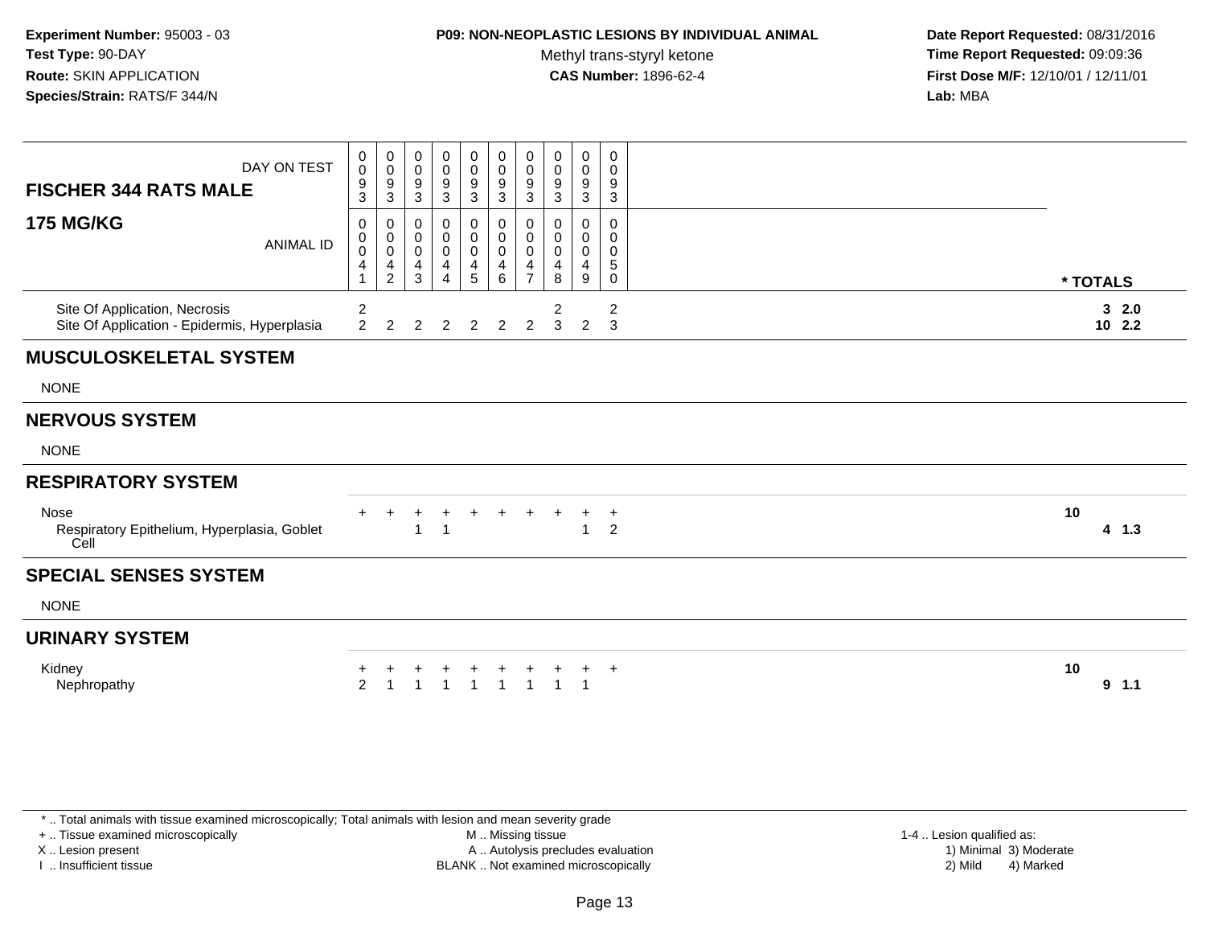**Experiment Number:** 95003 - 03
**Test Type:** 90-DAY
**Route:** SKIN APPLICATION
**Species/Strain:** RATS/F 344/N

**P09: NON-NEOPLASTIC LESIONS BY INDIVIDUAL ANIMAL**
Methyl trans-styryl ketone
**CAS Number:** 1896-62-4

**Date Report Requested:** 08/31/2016
**Time Report Requested:** 09:09:36
**First Dose M/F:** 12/10/01 / 12/11/01
**Lab:** MBA

| FISCHER 344 RATS MALE — 175 MG/KG | | | | | | | | | | | | |
|---|---|---|---|---|---|---|---|---|---|---|---|---|
| DAY ON TEST | 0093 | 0093 | 0093 | 0093 | 0093 | 0093 | 0093 | 0093 | 0093 | 0093 | | |
| ANIMAL ID | 00041 | 00042 | 00043 | 00044 | 00045 | 00046 | 00047 | 00048 | 00049 | 00050 | * TOTALS | |
| Site Of Application, Necrosis | 2 | | | | | | | 2 | | 2 | | 3 2.0 |
| Site Of Application - Epidermis, Hyperplasia | 2 | 2 | 2 | 2 | 2 | 2 | 2 | 3 | 2 | 3 | | 10 2.2 |
| **MUSCULOSKELETAL SYSTEM** | | | | | | | | | | | | |
| NONE | | | | | | | | | | | | |
| **NERVOUS SYSTEM** | | | | | | | | | | | | |
| NONE | | | | | | | | | | | | |
| **RESPIRATORY SYSTEM** | | | | | | | | | | | | |
| Nose | + | + | + | + | + | + | + | + | + | + | 10 | |
| Respiratory Epithelium, Hyperplasia, Goblet Cell | | | 1 | 1 | | | | | 1 | 2 | | 4 1.3 |
| **SPECIAL SENSES SYSTEM** | | | | | | | | | | | | |
| NONE | | | | | | | | | | | | |
| **URINARY SYSTEM** | | | | | | | | | | | | |
| Kidney | + | + | + | + | + | + | + | + | + | + | 10 | |
| Nephropathy | 2 | 1 | 1 | 1 | 1 | 1 | 1 | 1 | 1 | | | 9 1.1 |

* .. Total animals with tissue examined microscopically; Total animals with lesion and mean severity grade
+ .. Tissue examined microscopically
X .. Lesion present
I .. Insufficient tissue
M .. Missing tissue
A .. Autolysis precludes evaluation
BLANK .. Not examined microscopically
1-4 .. Lesion qualified as: 1) Minimal 2) Mild 3) Moderate 4) Marked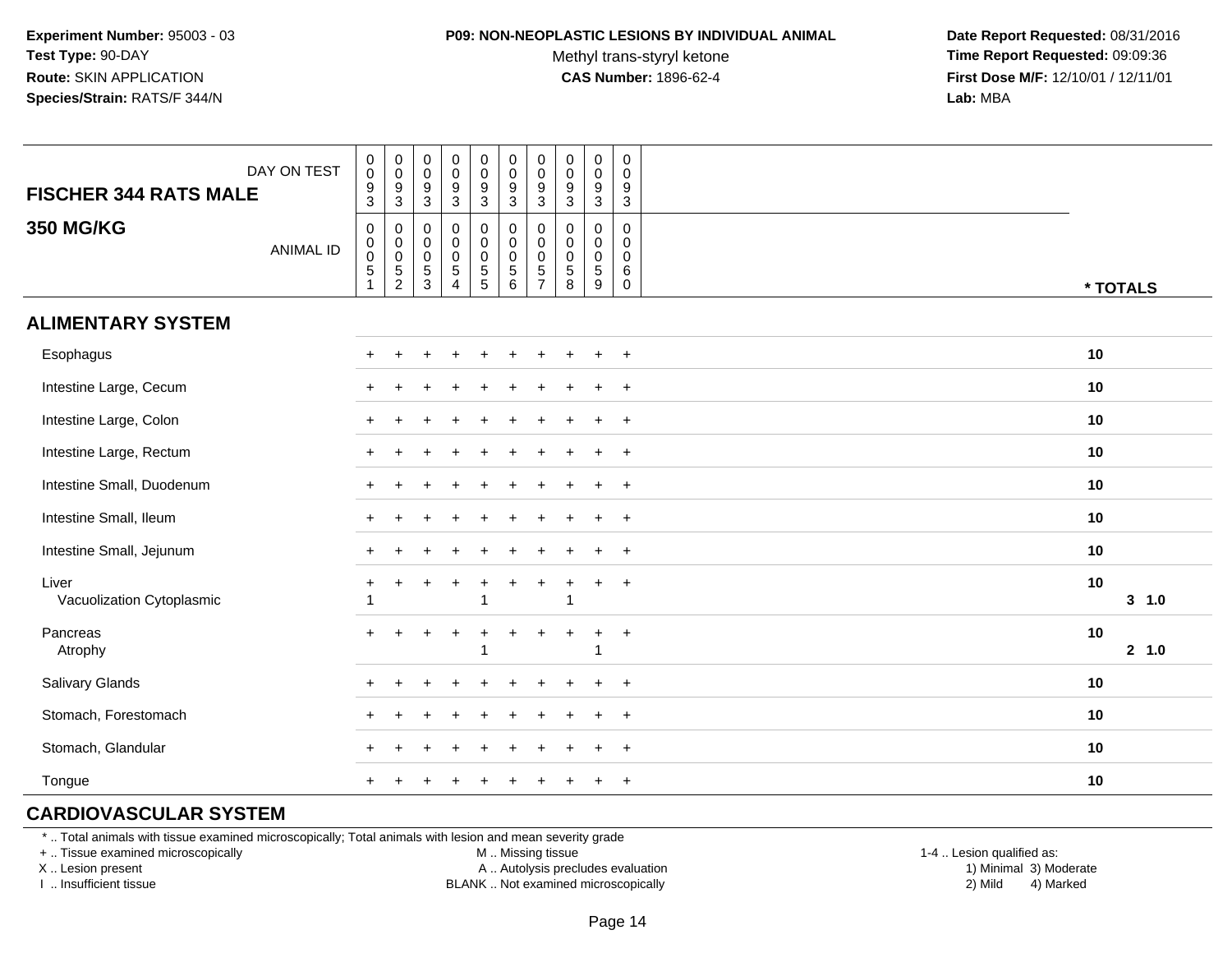**Experiment Number:** 95003 - 03
**Test Type:** 90-DAY
**Route:** SKIN APPLICATION
**Species/Strain:** RATS/F 344/N

**P09: NON-NEOPLASTIC LESIONS BY INDIVIDUAL ANIMAL**
Methyl trans-styryl ketone
**CAS Number:** 1896-62-4

**Date Report Requested:** 08/31/2016
**Time Report Requested:** 09:09:36
**First Dose M/F:** 12/10/01 / 12/11/01
**Lab:** MBA

| FISCHER 344 RATS MALE / 350 MG/KG | | | | | | | | | | | |
|---|---|---|---|---|---|---|---|---|---|---|---|
| DAY ON TEST | 0093 | 0093 | 0093 | 0093 | 0093 | 0093 | 0093 | 0093 | 0093 | 0093 | |
| ANIMAL ID | 00051 | 00052 | 00053 | 00054 | 00055 | 00056 | 00057 | 00058 | 00059 | 00060 | * TOTALS |
| **ALIMENTARY SYSTEM** | | | | | | | | | | | |
| Esophagus | + | + | + | + | + | + | + | + | + | + | 10 |
| Intestine Large, Cecum | + | + | + | + | + | + | + | + | + | + | 10 |
| Intestine Large, Colon | + | + | + | + | + | + | + | + | + | + | 10 |
| Intestine Large, Rectum | + | + | + | + | + | + | + | + | + | + | 10 |
| Intestine Small, Duodenum | + | + | + | + | + | + | + | + | + | + | 10 |
| Intestine Small, Ileum | + | + | + | + | + | + | + | + | + | + | 10 |
| Intestine Small, Jejunum | + | + | + | + | + | + | + | + | + | + | 10 |
| Liver | + | + | + | + | + | + | + | + | + | + | 10 |
| Vacuolization Cytoplasmic | 1 | | | | 1 | | | 1 | | | 3 1.0 |
| Pancreas | + | + | + | + | + | + | + | + | + | + | 10 |
| Atrophy | | | | | 1 | | | | 1 | | 2 1.0 |
| Salivary Glands | + | + | + | + | + | + | + | + | + | + | 10 |
| Stomach, Forestomach | + | + | + | + | + | + | + | + | + | + | 10 |
| Stomach, Glandular | + | + | + | + | + | + | + | + | + | + | 10 |
| Tongue | + | + | + | + | + | + | + | + | + | + | 10 |
| **CARDIOVASCULAR SYSTEM** | | | | | | | | | | | |

* .. Total animals with tissue examined microscopically; Total animals with lesion and mean severity grade
+ .. Tissue examined microscopically
X .. Lesion present
I .. Insufficient tissue

M .. Missing tissue
A .. Autolysis precludes evaluation
BLANK .. Not examined microscopically

1-4 .. Lesion qualified as:
1) Minimal 3) Moderate
2) Mild 4) Marked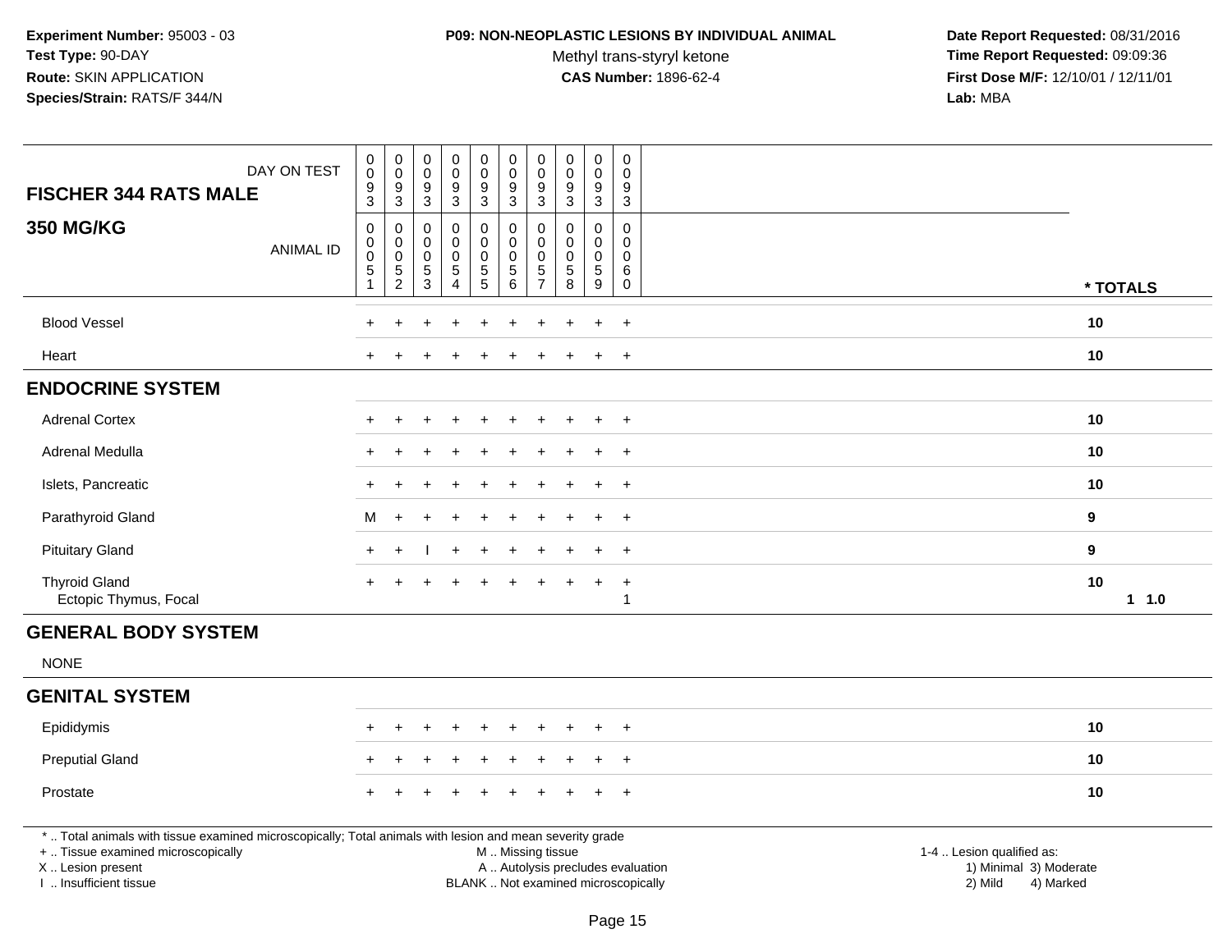**Experiment Number:** 95003 - 03
**Test Type:** 90-DAY
**Route:** SKIN APPLICATION
**Species/Strain:** RATS/F 344/N

**P09: NON-NEOPLASTIC LESIONS BY INDIVIDUAL ANIMAL**
Methyl trans-styryl ketone
**CAS Number:** 1896-62-4

**Date Report Requested:** 08/31/2016
**Time Report Requested:** 09:09:36
**First Dose M/F:** 12/10/01 / 12/11/01
**Lab:** MBA

| FISCHER 344 RATS MALE 350 MG/KG | | | | | | | | | | | |
|---|---|---|---|---|---|---|---|---|---|---|---|
| DAY ON TEST | 0093 | 0093 | 0093 | 0093 | 0093 | 0093 | 0093 | 0093 | 0093 | 0093 | |
| ANIMAL ID | 00051 | 00052 | 00053 | 00054 | 00055 | 00056 | 00057 | 00058 | 00059 | 00060 | * TOTALS |
| Blood Vessel | + | + | + | + | + | + | + | + | + | + | 10 |
| Heart | + | + | + | + | + | + | + | + | + | + | 10 |
| **ENDOCRINE SYSTEM** | | | | | | | | | | | |
| Adrenal Cortex | + | + | + | + | + | + | + | + | + | + | 10 |
| Adrenal Medulla | + | + | + | + | + | + | + | + | + | + | 10 |
| Islets, Pancreatic | + | + | + | + | + | + | + | + | + | + | 10 |
| Parathyroid Gland | M | + | + | + | + | + | + | + | + | + | 9 |
| Pituitary Gland | + | + | I | + | + | + | + | + | + | + | 9 |
| Thyroid Gland | + | + | + | + | + | + | + | + | + | + | 10 |
| Ectopic Thymus, Focal | | | | | | | | | | 1 | 1 1.0 |
| **GENERAL BODY SYSTEM** | | | | | | | | | | | |
| NONE | | | | | | | | | | | |
| **GENITAL SYSTEM** | | | | | | | | | | | |
| Epididymis | + | + | + | + | + | + | + | + | + | + | 10 |
| Preputial Gland | + | + | + | + | + | + | + | + | + | + | 10 |
| Prostate | + | + | + | + | + | + | + | + | + | + | 10 |

* .. Total animals with tissue examined microscopically; Total animals with lesion and mean severity grade
+ .. Tissue examined microscopically
X .. Lesion present
I .. Insufficient tissue

M .. Missing tissue
A .. Autolysis precludes evaluation
BLANK .. Not examined microscopically

1-4 .. Lesion qualified as:
1) Minimal 3) Moderate
2) Mild 4) Marked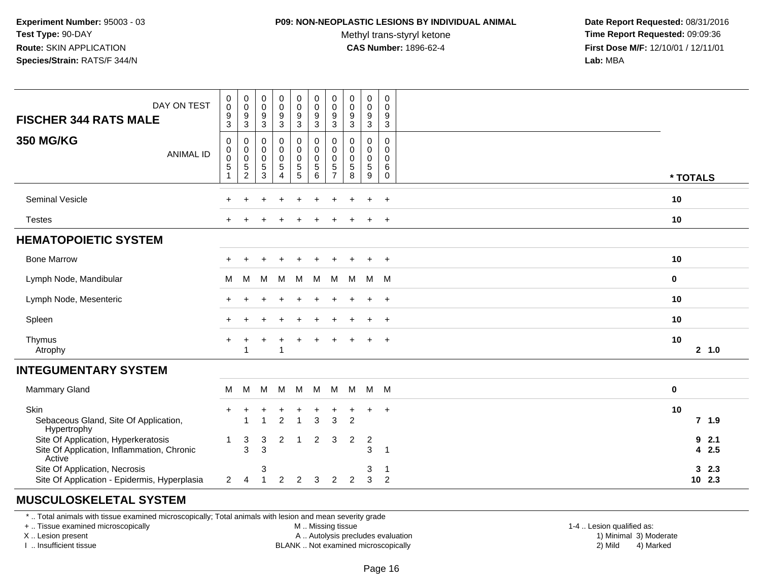**Experiment Number:** 95003 - 03
**Test Type:** 90-DAY
**Route:** SKIN APPLICATION
**Species/Strain:** RATS/F 344/N

**P09: NON-NEOPLASTIC LESIONS BY INDIVIDUAL ANIMAL**
Methyl trans-styryl ketone
**CAS Number:** 1896-62-4

**Date Report Requested:** 08/31/2016
**Time Report Requested:** 09:09:36
**First Dose M/F:** 12/10/01 / 12/11/01
**Lab:** MBA

| FISCHER 344 RATS MALE 350 MG/KG — DAY ON TEST | 0093 | 0093 | 0093 | 0093 | 0093 | 0093 | 0093 | 0093 | 0093 | 0093 | |
|---|---|---|---|---|---|---|---|---|---|---|---|
| ANIMAL ID | 00051 | 00052 | 00053 | 00054 | 00055 | 00056 | 00057 | 00058 | 00059 | 00060 | * TOTALS |
| Seminal Vesicle | + | + | + | + | + | + | + | + | + | + | 10 |
| Testes | + | + | + | + | + | + | + | + | + | + | 10 |
| **HEMATOPOIETIC SYSTEM** | | | | | | | | | | | |
| Bone Marrow | + | + | + | + | + | + | + | + | + | + | 10 |
| Lymph Node, Mandibular | M | M | M | M | M | M | M | M | M | M | 0 |
| Lymph Node, Mesenteric | + | + | + | + | + | + | + | + | + | + | 10 |
| Spleen | + | + | + | + | + | + | + | + | + | + | 10 |
| Thymus | + | + | + | + | + | + | + | + | + | + | 10 |
| Atrophy | | 1 | | 1 | | | | | | | 2  1.0 |
| **INTEGUMENTARY SYSTEM** | | | | | | | | | | | |
| Mammary Gland | M | M | M | M | M | M | M | M | M | M | 0 |
| Skin | + | + | + | + | + | + | + | + | + | + | 10 |
| Sebaceous Gland, Site Of Application, Hypertrophy | | 1 | 1 | 2 | 1 | 3 | 3 | 2 | | | 7 1.9 |
| Site Of Application, Hyperkeratosis | 1 | 3 | 3 | 2 | 1 | 2 | 3 | 2 | 2 | | 9 2.1 |
| Site Of Application, Inflammation, Chronic Active | | 3 | 3 | | | | | | 3 | 1 | 4 2.5 |
| Site Of Application, Necrosis | | | 3 | | | | | | 3 | 1 | 3 2.3 |
| Site Of Application - Epidermis, Hyperplasia | 2 | 4 | 1 | 2 | 2 | 3 | 2 | 2 | 3 | 2 | 10 2.3 |
| **MUSCULOSKELETAL SYSTEM** | | | | | | | | | | | |

\* .. Total animals with tissue examined microscopically; Total animals with lesion and mean severity grade
\+ .. Tissue examined microscopically
X .. Lesion present
I .. Insufficient tissue
M .. Missing tissue
A .. Autolysis precludes evaluation
BLANK .. Not examined microscopically
1-4 .. Lesion qualified as: 1) Minimal 2) Mild 3) Moderate 4) Marked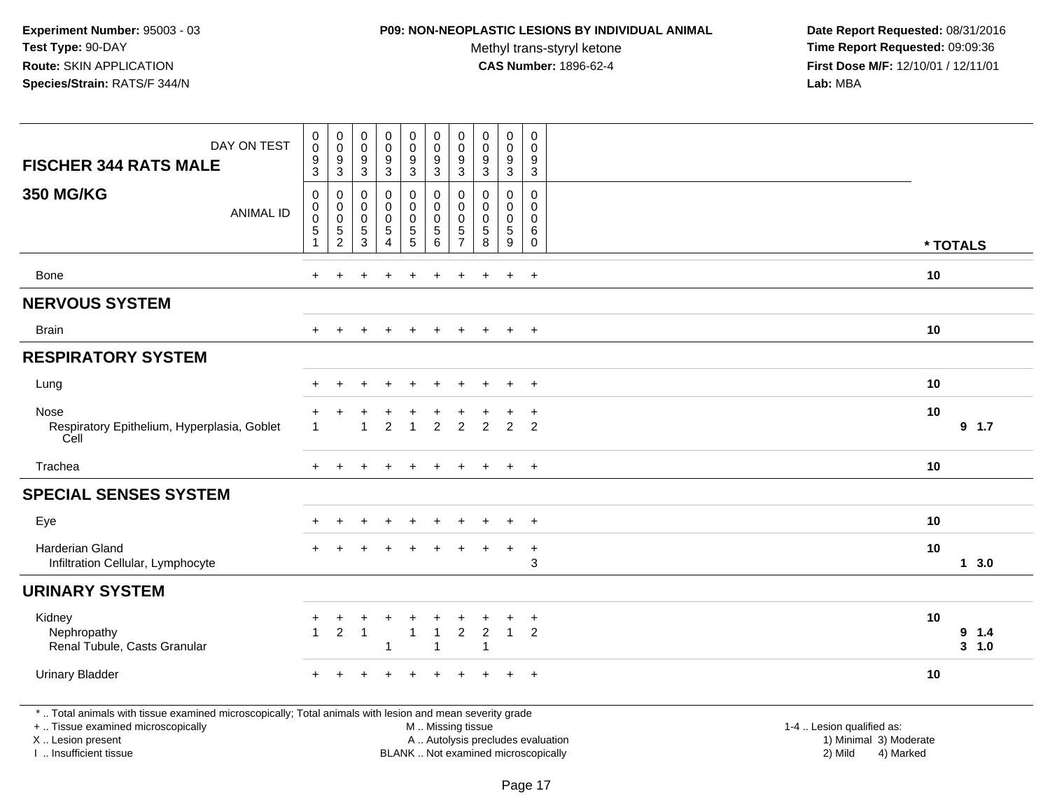**Experiment Number:** 95003 - 03
**Test Type:** 90-DAY
**Route:** SKIN APPLICATION
**Species/Strain:** RATS/F 344/N

**P09: NON-NEOPLASTIC LESIONS BY INDIVIDUAL ANIMAL**
Methyl trans-styryl ketone
**CAS Number:** 1896-62-4

**Date Report Requested:** 08/31/2016
**Time Report Requested:** 09:09:36
**First Dose M/F:** 12/10/01 / 12/11/01
**Lab:** MBA

**FISCHER 344 RATS MALE**

**350 MG/KG**

| DAY ON TEST | 0093 | 0093 | 0093 | 0093 | 0093 | 0093 | 0093 | 0093 | 0093 | 0093 | |
|---|---|---|---|---|---|---|---|---|---|---|---|
| ANIMAL ID | 00051 | 00052 | 00053 | 00054 | 00055 | 00056 | 00057 | 00058 | 00059 | 00060 | * TOTALS |
| Bone | + | + | + | + | + | + | + | + | + | + | 10 |
| **NERVOUS SYSTEM** | | | | | | | | | | | |
| Brain | + | + | + | + | + | + | + | + | + | + | 10 |
| **RESPIRATORY SYSTEM** | | | | | | | | | | | |
| Lung | + | + | + | + | + | + | + | + | + | + | 10 |
| Nose | + | + | + | + | + | + | + | + | + | + | 10 |
| Respiratory Epithelium, Hyperplasia, Goblet Cell | 1 | | 1 | 2 | 1 | 2 | 2 | 2 | 2 | 2 | 9 1.7 |
| Trachea | + | + | + | + | + | + | + | + | + | + | 10 |
| **SPECIAL SENSES SYSTEM** | | | | | | | | | | | |
| Eye | + | + | + | + | + | + | + | + | + | + | 10 |
| Harderian Gland | + | + | + | + | + | + | + | + | + | + | 10 |
| Infiltration Cellular, Lymphocyte | | | | | | | | | | 3 | 1 3.0 |
| **URINARY SYSTEM** | | | | | | | | | | | |
| Kidney | + | + | + | + | + | + | + | + | + | + | 10 |
| Nephropathy | 1 | 2 | 1 | | 1 | 1 | 2 | 2 | 1 | 2 | 9 1.4 |
| Renal Tubule, Casts Granular | | | | 1 | | 1 | | 1 | | | 3 1.0 |
| Urinary Bladder | + | + | + | + | + | + | + | + | + | + | 10 |

* .. Total animals with tissue examined microscopically; Total animals with lesion and mean severity grade
+ .. Tissue examined microscopically
X .. Lesion present
I .. Insufficient tissue

M .. Missing tissue
A .. Autolysis precludes evaluation
BLANK .. Not examined microscopically

1-4 .. Lesion qualified as:
1) Minimal 3) Moderate
2) Mild 4) Marked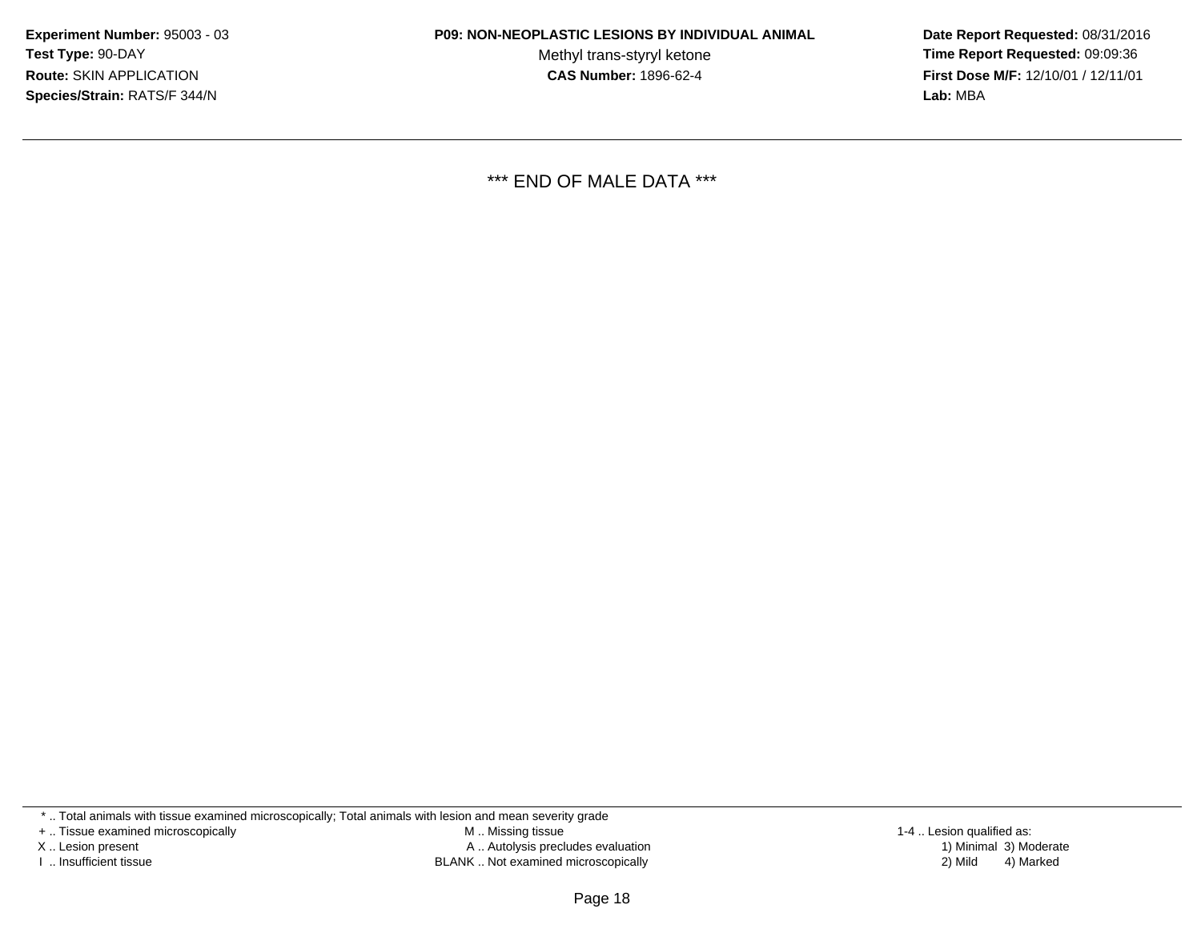*** END OF MALE DATA ***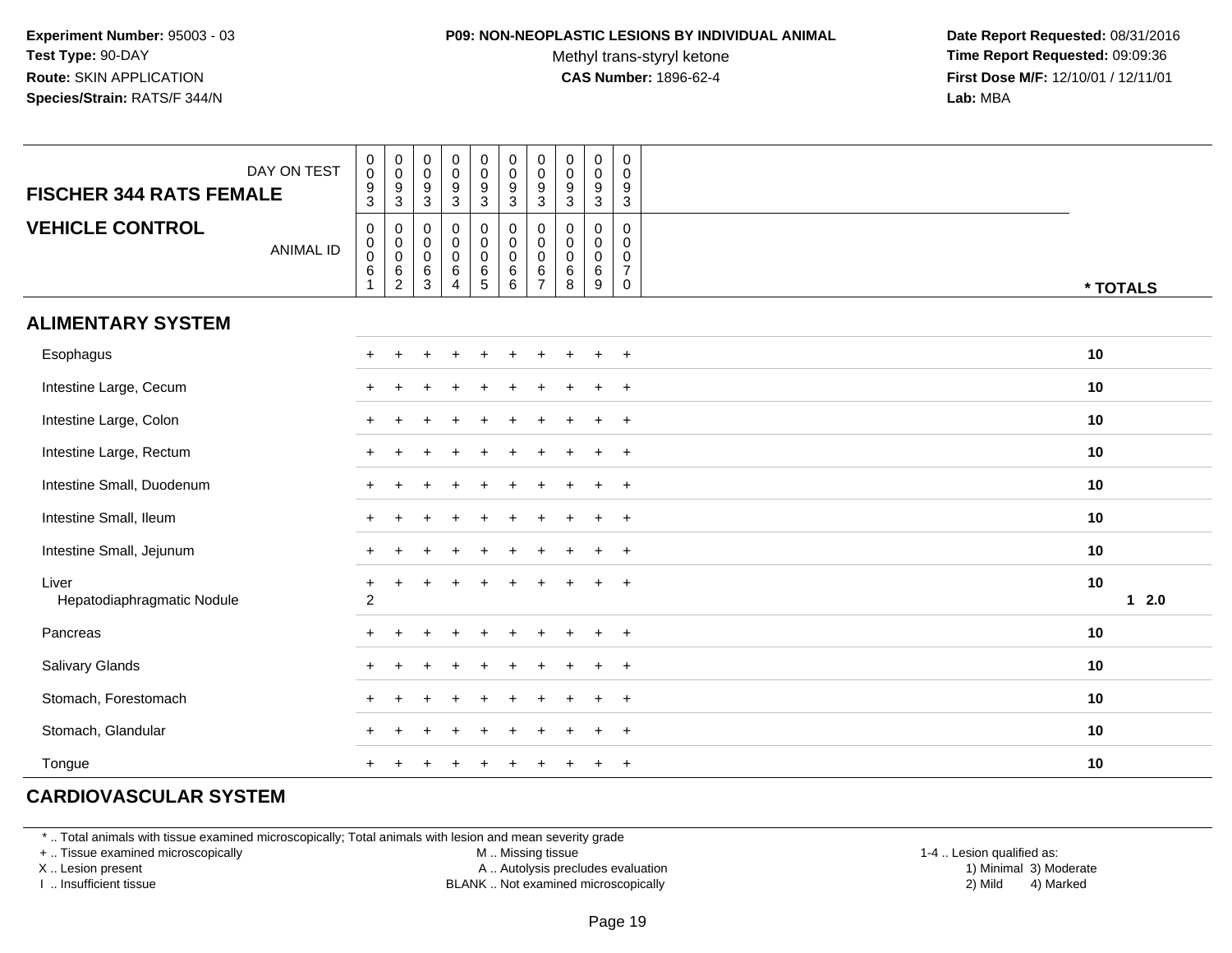**Experiment Number:** 95003 - 03
**Test Type:** 90-DAY
**Route:** SKIN APPLICATION
**Species/Strain:** RATS/F 344/N

**P09: NON-NEOPLASTIC LESIONS BY INDIVIDUAL ANIMAL**
Methyl trans-styryl ketone
**CAS Number:** 1896-62-4

**Date Report Requested:** 08/31/2016
**Time Report Requested:** 09:09:36
**First Dose M/F:** 12/10/01 / 12/11/01
**Lab:** MBA

| FISCHER 344 RATS FEMALE — DAY ON TEST | 0093 | 0093 | 0093 | 0093 | 0093 | 0093 | 0093 | 0093 | 0093 | 0093 | |
|---|---|---|---|---|---|---|---|---|---|---|---|
| **VEHICLE CONTROL** — ANIMAL ID | 00061 | 00062 | 00063 | 00064 | 00065 | 00066 | 00067 | 00068 | 00069 | 00070 | * TOTALS |
| **ALIMENTARY SYSTEM** | | | | | | | | | | | |
| Esophagus | + | + | + | + | + | + | + | + | + | + | 10 |
| Intestine Large, Cecum | + | + | + | + | + | + | + | + | + | + | 10 |
| Intestine Large, Colon | + | + | + | + | + | + | + | + | + | + | 10 |
| Intestine Large, Rectum | + | + | + | + | + | + | + | + | + | + | 10 |
| Intestine Small, Duodenum | + | + | + | + | + | + | + | + | + | + | 10 |
| Intestine Small, Ileum | + | + | + | + | + | + | + | + | + | + | 10 |
| Intestine Small, Jejunum | + | + | + | + | + | + | + | + | + | + | 10 |
| Liver | + | + | + | + | + | + | + | + | + | + | 10 |
| Hepatodiaphragmatic Nodule | 2 | | | | | | | | | | 1 2.0 |
| Pancreas | + | + | + | + | + | + | + | + | + | + | 10 |
| Salivary Glands | + | + | + | + | + | + | + | + | + | + | 10 |
| Stomach, Forestomach | + | + | + | + | + | + | + | + | + | + | 10 |
| Stomach, Glandular | + | + | + | + | + | + | + | + | + | + | 10 |
| Tongue | + | + | + | + | + | + | + | + | + | + | 10 |

**CARDIOVASCULAR SYSTEM**

\* .. Total animals with tissue examined microscopically; Total animals with lesion and mean severity grade
\+ .. Tissue examined microscopically
X .. Lesion present
I .. Insufficient tissue
M .. Missing tissue
A .. Autolysis precludes evaluation
BLANK .. Not examined microscopically
1-4 .. Lesion qualified as:
1) Minimal 3) Moderate
2) Mild 4) Marked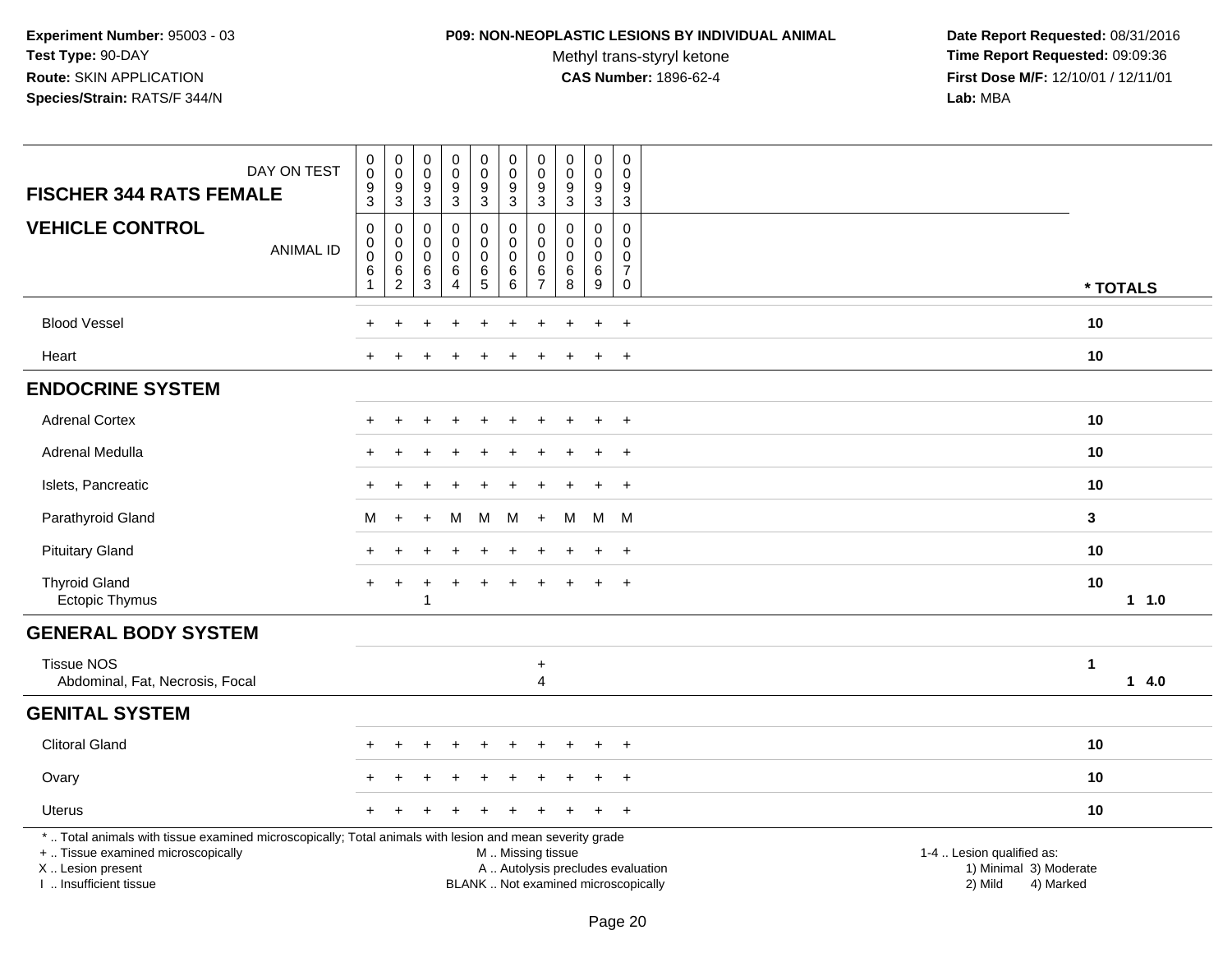**Experiment Number:** 95003 - 03
**Test Type:** 90-DAY
**Route:** SKIN APPLICATION
**Species/Strain:** RATS/F 344/N

**P09: NON-NEOPLASTIC LESIONS BY INDIVIDUAL ANIMAL**
Methyl trans-styryl ketone
**CAS Number:** 1896-62-4

**Date Report Requested:** 08/31/2016
**Time Report Requested:** 09:09:36
**First Dose M/F:** 12/10/01 / 12/11/01
**Lab:** MBA

| DAY ON TEST | 0093 | 0093 | 0093 | 0093 | 0093 | 0093 | 0093 | 0093 | 0093 | 0093 | |
|---|---|---|---|---|---|---|---|---|---|---|---|
| **FISCHER 344 RATS FEMALE** | | | | | | | | | | | |
| **VEHICLE CONTROL** ANIMAL ID | 00061 | 00062 | 00063 | 00064 | 00065 | 00066 | 00067 | 00068 | 00069 | 00070 | *** TOTALS** |
| Blood Vessel | + | + | + | + | + | + | + | + | + | + | **10** |
| Heart | + | + | + | + | + | + | + | + | + | + | **10** |
| **ENDOCRINE SYSTEM** | | | | | | | | | | | |
| Adrenal Cortex | + | + | + | + | + | + | + | + | + | + | **10** |
| Adrenal Medulla | + | + | + | + | + | + | + | + | + | + | **10** |
| Islets, Pancreatic | + | + | + | + | + | + | + | + | + | + | **10** |
| Parathyroid Gland | M | + | + | M | M | M | + | M | M | M | **3** |
| Pituitary Gland | + | + | + | + | + | + | + | + | + | + | **10** |
| Thyroid Gland | + | + | + | + | + | + | + | + | + | + | **10** |
| Ectopic Thymus | | | 1 | | | | | | | | **1 1.0** |
| **GENERAL BODY SYSTEM** | | | | | | | | | | | |
| Tissue NOS | | | | | | | + | | | | **1** |
| Abdominal, Fat, Necrosis, Focal | | | | | | | 4 | | | | **1 4.0** |
| **GENITAL SYSTEM** | | | | | | | | | | | |
| Clitoral Gland | + | + | + | + | + | + | + | + | + | + | **10** |
| Ovary | + | + | + | + | + | + | + | + | + | + | **10** |
| Uterus | + | + | + | + | + | + | + | + | + | + | **10** |

\* .. Total animals with tissue examined microscopically; Total animals with lesion and mean severity grade
\+ .. Tissue examined microscopically
X .. Lesion present
I .. Insufficient tissue

M .. Missing tissue
A .. Autolysis precludes evaluation
BLANK .. Not examined microscopically

1-4 .. Lesion qualified as:
1) Minimal 3) Moderate
2) Mild 4) Marked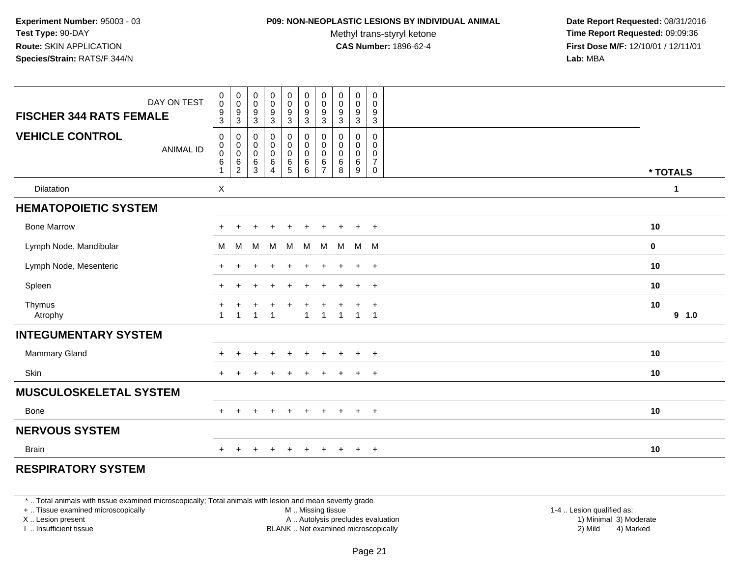**Experiment Number:** 95003 - 03
**Test Type:** 90-DAY
**Route:** SKIN APPLICATION
**Species/Strain:** RATS/F 344/N

**P09: NON-NEOPLASTIC LESIONS BY INDIVIDUAL ANIMAL**
Methyl trans-styryl ketone
**CAS Number:** 1896-62-4

**Date Report Requested:** 08/31/2016
**Time Report Requested:** 09:09:36
**First Dose M/F:** 12/10/01 / 12/11/01
**Lab:** MBA

| FISCHER 344 RATS FEMALE — DAY ON TEST | 0093 | 0093 | 0093 | 0093 | 0093 | 0093 | 0093 | 0093 | 0093 | 0093 | |
|---|---|---|---|---|---|---|---|---|---|---|---|
| **VEHICLE CONTROL** — ANIMAL ID | 00061 | 00062 | 00063 | 00064 | 00065 | 00066 | 00067 | 00068 | 00069 | 00070 | * TOTALS |
| Dilatation | X | | | | | | | | | | 1 |
| **HEMATOPOIETIC SYSTEM** | | | | | | | | | | | |
| Bone Marrow | + | + | + | + | + | + | + | + | + | + | 10 |
| Lymph Node, Mandibular | M | M | M | M | M | M | M | M | M | M | 0 |
| Lymph Node, Mesenteric | + | + | + | + | + | + | + | + | + | + | 10 |
| Spleen | + | + | + | + | + | + | + | + | + | + | 10 |
| Thymus | + | + | + | + | + | + | + | + | + | + | 10 |
| Atrophy | 1 | 1 | 1 | 1 | | 1 | 1 | 1 | 1 | 1 | 9 1.0 |
| **INTEGUMENTARY SYSTEM** | | | | | | | | | | | |
| Mammary Gland | + | + | + | + | + | + | + | + | + | + | 10 |
| Skin | + | + | + | + | + | + | + | + | + | + | 10 |
| **MUSCULOSKELETAL SYSTEM** | | | | | | | | | | | |
| Bone | + | + | + | + | + | + | + | + | + | + | 10 |
| **NERVOUS SYSTEM** | | | | | | | | | | | |
| Brain | + | + | + | + | + | + | + | + | + | + | 10 |
| **RESPIRATORY SYSTEM** | | | | | | | | | | | |

* .. Total animals with tissue examined microscopically; Total animals with lesion and mean severity grade
+ .. Tissue examined microscopically
X .. Lesion present
I .. Insufficient tissue
M .. Missing tissue
A .. Autolysis precludes evaluation
BLANK .. Not examined microscopically
1-4 .. Lesion qualified as: 1) Minimal 2) Mild 3) Moderate 4) Marked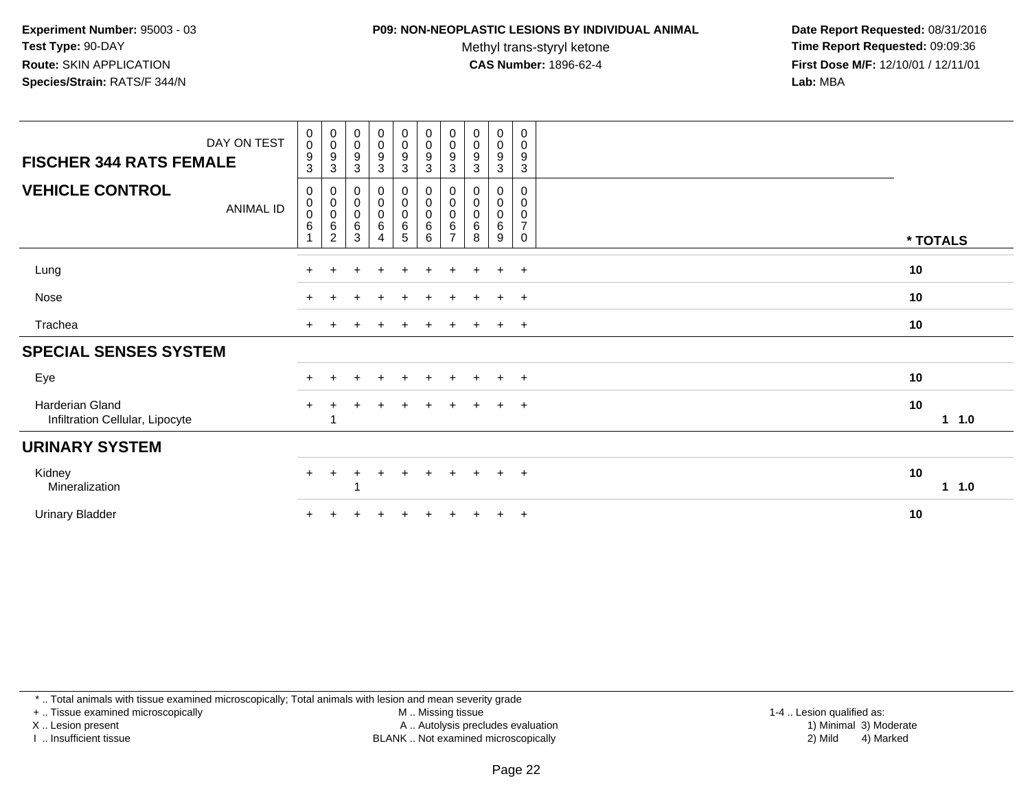**Experiment Number:** 95003 - 03
**Test Type:** 90-DAY
**Route:** SKIN APPLICATION
**Species/Strain:** RATS/F 344/N

**P09: NON-NEOPLASTIC LESIONS BY INDIVIDUAL ANIMAL**
Methyl trans-styryl ketone
**CAS Number:** 1896-62-4

**Date Report Requested:** 08/31/2016
**Time Report Requested:** 09:09:36
**First Dose M/F:** 12/10/01 / 12/11/01
**Lab:** MBA

| DAY ON TEST | 0093 | 0093 | 0093 | 0093 | 0093 | 0093 | 0093 | 0093 | 0093 | 0093 | |
|---|---|---|---|---|---|---|---|---|---|---|---|
| **FISCHER 344 RATS FEMALE** | | | | | | | | | | | |
| **VEHICLE CONTROL** ANIMAL ID | 00061 | 00062 | 00063 | 00064 | 00065 | 00066 | 00067 | 00068 | 00069 | 00070 | *** TOTALS** |
| Lung | + | + | + | + | + | + | + | + | + | + | **10** |
| Nose | + | + | + | + | + | + | + | + | + | + | **10** |
| Trachea | + | + | + | + | + | + | + | + | + | + | **10** |
| **SPECIAL SENSES SYSTEM** | | | | | | | | | | | |
| Eye | + | + | + | + | + | + | + | + | + | + | **10** |
| Harderian Gland | + | + | + | + | + | + | + | + | + | + | **10** |
| Infiltration Cellular, Lipocyte | | 1 | | | | | | | | | **1 1.0** |
| **URINARY SYSTEM** | | | | | | | | | | | |
| Kidney | + | + | + | + | + | + | + | + | + | + | **10** |
| Mineralization | | | 1 | | | | | | | | **1 1.0** |
| Urinary Bladder | + | + | + | + | + | + | + | + | + | + | **10** |

\* .. Total animals with tissue examined microscopically; Total animals with lesion and mean severity grade
\+ .. Tissue examined microscopically
X .. Lesion present
I .. Insufficient tissue

M .. Missing tissue
A .. Autolysis precludes evaluation
BLANK .. Not examined microscopically

1-4 .. Lesion qualified as:
1) Minimal 3) Moderate
2) Mild 4) Marked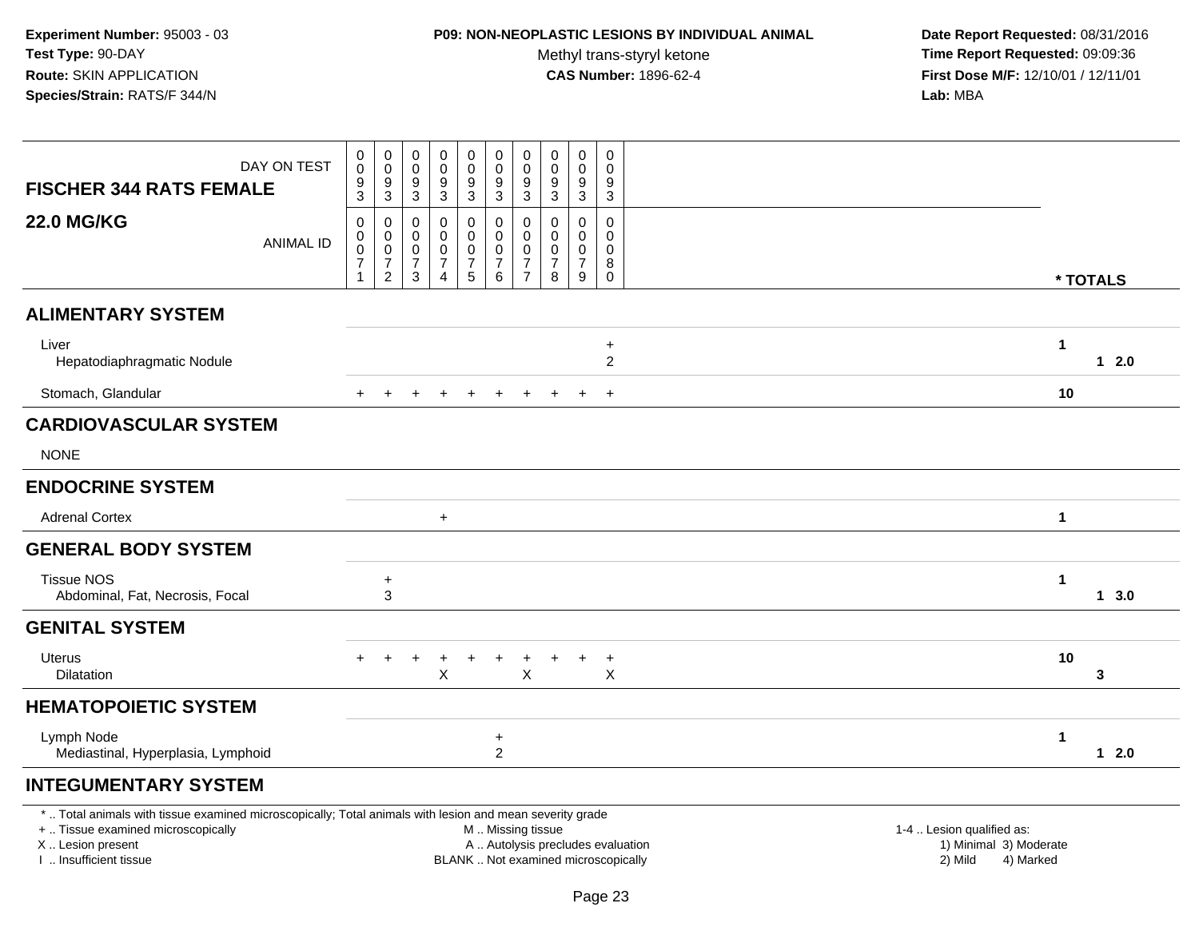**Experiment Number:** 95003 - 03
**Test Type:** 90-DAY
**Route:** SKIN APPLICATION
**Species/Strain:** RATS/F 344/N

**P09: NON-NEOPLASTIC LESIONS BY INDIVIDUAL ANIMAL**
Methyl trans-styryl ketone
**CAS Number:** 1896-62-4

**Date Report Requested:** 08/31/2016
**Time Report Requested:** 09:09:36
**First Dose M/F:** 12/10/01 / 12/11/01
**Lab:** MBA

**FISCHER 344 RATS FEMALE**
**22.0 MG/KG**

| DAY ON TEST | 0093 | 0093 | 0093 | 0093 | 0093 | 0093 | 0093 | 0093 | 0093 | 0093 | |
|---|---|---|---|---|---|---|---|---|---|---|---|
| ANIMAL ID | 00071 | 00072 | 00073 | 00074 | 00075 | 00076 | 00077 | 00078 | 00079 | 00080 | * TOTALS |
| **ALIMENTARY SYSTEM** | | | | | | | | | | | |
| Liver | | | | | | | | | | + | 1 |
| Hepatodiaphragmatic Nodule | | | | | | | | | | 2 | 1 2.0 |
| Stomach, Glandular | + | + | + | + | + | + | + | + | + | + | 10 |
| **CARDIOVASCULAR SYSTEM** | | | | | | | | | | | |
| NONE | | | | | | | | | | | |
| **ENDOCRINE SYSTEM** | | | | | | | | | | | |
| Adrenal Cortex | | | | + | | | | | | | 1 |
| **GENERAL BODY SYSTEM** | | | | | | | | | | | |
| Tissue NOS | | + | | | | | | | | | 1 |
| Abdominal, Fat, Necrosis, Focal | | 3 | | | | | | | | | 1 3.0 |
| **GENITAL SYSTEM** | | | | | | | | | | | |
| Uterus | + | + | + | + | + | + | + | + | + | + | 10 |
| Dilatation | | | | X | | | X | | | X | 3 |
| **HEMATOPOIETIC SYSTEM** | | | | | | | | | | | |
| Lymph Node | | | | | | + | | | | | 1 |
| Mediastinal, Hyperplasia, Lymphoid | | | | | | 2 | | | | | 1 2.0 |
| **INTEGUMENTARY SYSTEM** | | | | | | | | | | | |

\* .. Total animals with tissue examined microscopically; Total animals with lesion and mean severity grade
+ .. Tissue examined microscopically
X .. Lesion present
I .. Insufficient tissue

M .. Missing tissue
A .. Autolysis precludes evaluation
BLANK .. Not examined microscopically

1-4 .. Lesion qualified as:
1) Minimal 3) Moderate
2) Mild 4) Marked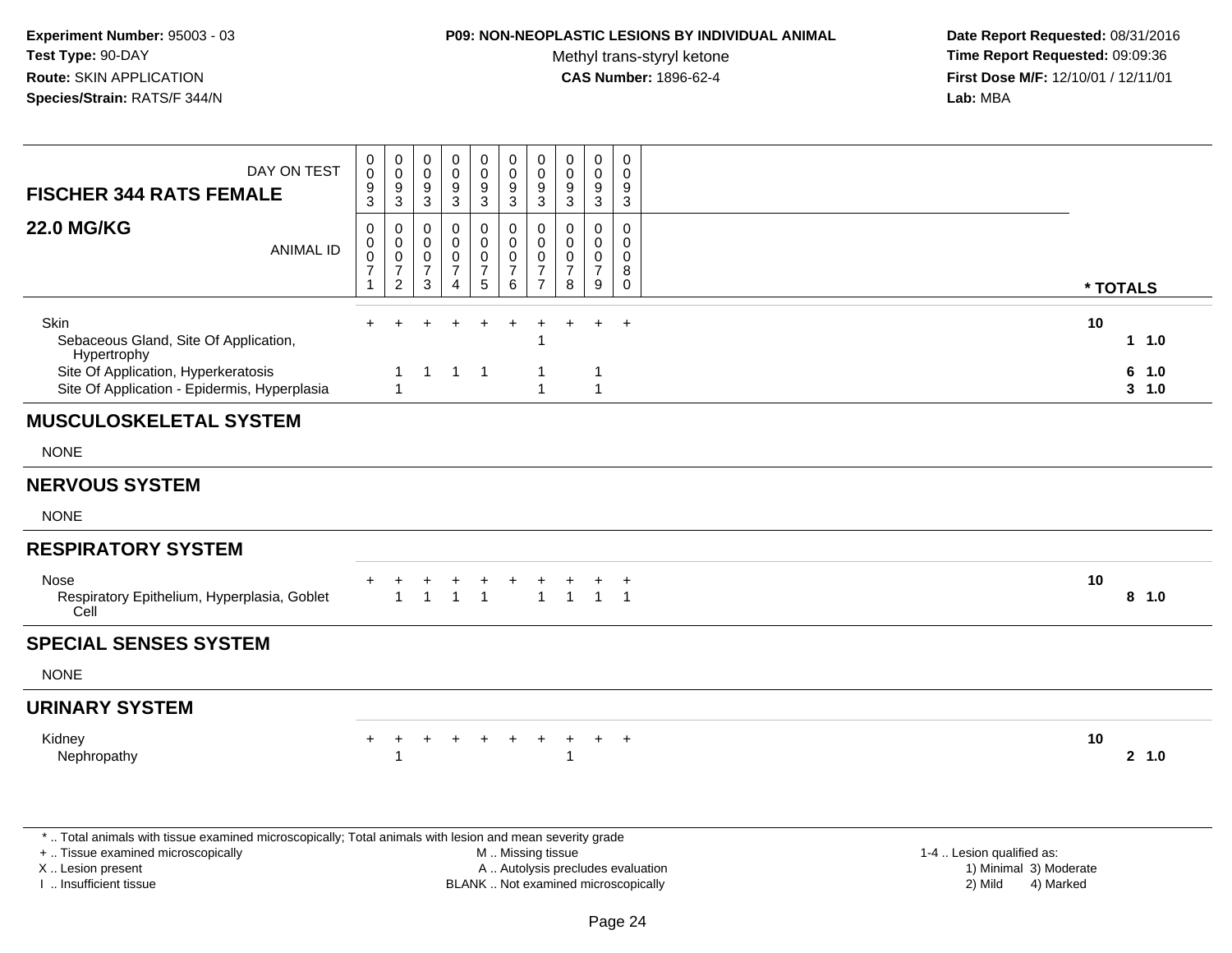**Experiment Number:** 95003 - 03
**Test Type:** 90-DAY
**Route:** SKIN APPLICATION
**Species/Strain:** RATS/F 344/N

**P09: NON-NEOPLASTIC LESIONS BY INDIVIDUAL ANIMAL**
Methyl trans-styryl ketone
**CAS Number:** 1896-62-4

**Date Report Requested:** 08/31/2016
**Time Report Requested:** 09:09:36
**First Dose M/F:** 12/10/01 / 12/11/01
**Lab:** MBA

| FISCHER 344 RATS FEMALE 22.0 MG/KG | | | | | | | | | | | |
|---|---|---|---|---|---|---|---|---|---|---|---|
| DAY ON TEST | 0093 | 0093 | 0093 | 0093 | 0093 | 0093 | 0093 | 0093 | 0093 | 0093 | |
| ANIMAL ID | 00071 | 00072 | 00073 | 00074 | 00075 | 00076 | 00077 | 00078 | 00079 | 00080 | * TOTALS |
| Skin | + | + | + | + | + | + | + | + | + | + | 10 |
| Sebaceous Gland, Site Of Application, Hypertrophy | | | | | | | 1 | | | | 1 1.0 |
| Site Of Application, Hyperkeratosis | | 1 | 1 | 1 | 1 | | 1 | | 1 | | 6 1.0 |
| Site Of Application - Epidermis, Hyperplasia | | 1 | | | | | 1 | | 1 | | 3 1.0 |
| **MUSCULOSKELETAL SYSTEM** | | | | | | | | | | | |
| NONE | | | | | | | | | | | |
| **NERVOUS SYSTEM** | | | | | | | | | | | |
| NONE | | | | | | | | | | | |
| **RESPIRATORY SYSTEM** | | | | | | | | | | | |
| Nose | + | + | + | + | + | + | + | + | + | + | 10 |
| Respiratory Epithelium, Hyperplasia, Goblet Cell | | 1 | 1 | 1 | 1 | | 1 | 1 | 1 | 1 | 8 1.0 |
| **SPECIAL SENSES SYSTEM** | | | | | | | | | | | |
| NONE | | | | | | | | | | | |
| **URINARY SYSTEM** | | | | | | | | | | | |
| Kidney | + | + | + | + | + | + | + | + | + | + | 10 |
| Nephropathy | | 1 | | | | | | 1 | | | 2 1.0 |

* .. Total animals with tissue examined microscopically; Total animals with lesion and mean severity grade
+ .. Tissue examined microscopically
X .. Lesion present
I .. Insufficient tissue
M .. Missing tissue
A .. Autolysis precludes evaluation
BLANK .. Not examined microscopically
1-4 .. Lesion qualified as:
1) Minimal 2) Mild 3) Moderate 4) Marked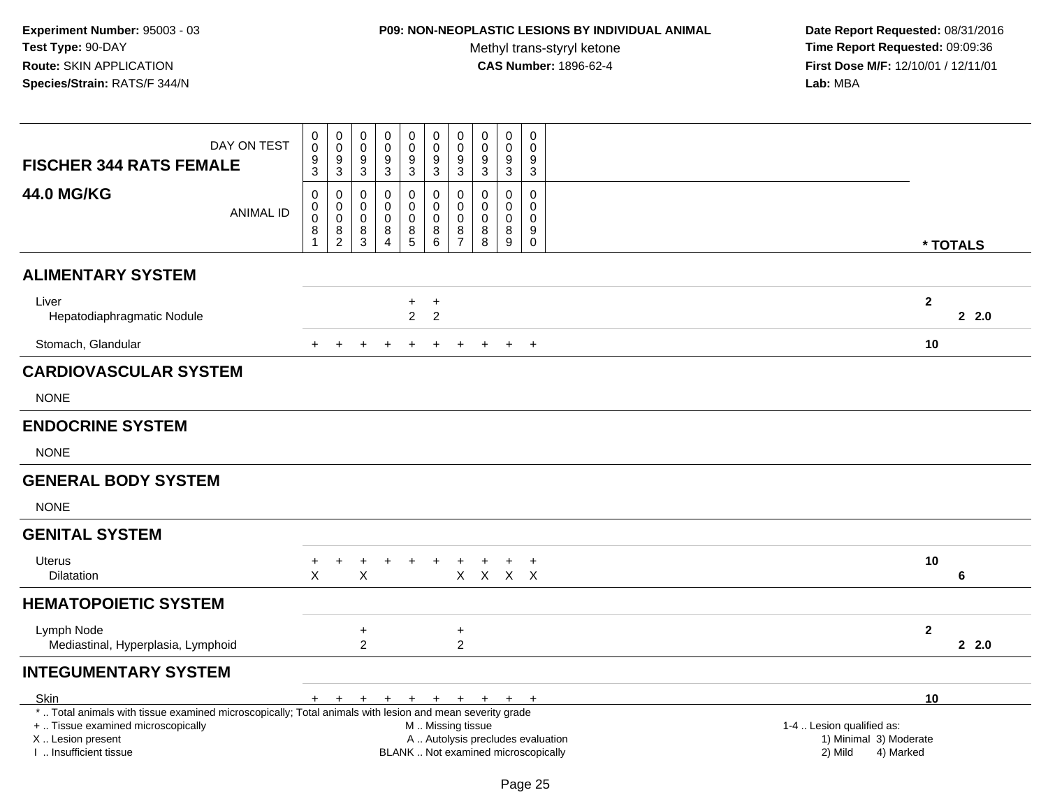**Experiment Number:** 95003 - 03
**Test Type:** 90-DAY
**Route:** SKIN APPLICATION
**Species/Strain:** RATS/F 344/N

**P09: NON-NEOPLASTIC LESIONS BY INDIVIDUAL ANIMAL**
Methyl trans-styryl ketone
**CAS Number:** 1896-62-4

**Date Report Requested:** 08/31/2016
**Time Report Requested:** 09:09:36
**First Dose M/F:** 12/10/01 / 12/11/01
**Lab:** MBA

| FISCHER 344 RATS FEMALE 44.0 MG/KG | | | | | | | | | | | * TOTALS | |
|---|---|---|---|---|---|---|---|---|---|---|---|---|
| DAY ON TEST | 0093 | 0093 | 0093 | 0093 | 0093 | 0093 | 0093 | 0093 | 0093 | 0093 | | |
| ANIMAL ID | 00081 | 00082 | 00083 | 00084 | 00085 | 00086 | 00087 | 00088 | 00089 | 00090 | | |
| **ALIMENTARY SYSTEM** | | | | | | | | | | | | |
| Liver | | | | | + | + | | | | | 2 | |
| Hepatodiaphragmatic Nodule | | | | | 2 | 2 | | | | | | 2 2.0 |
| Stomach, Glandular | + | + | + | + | + | + | + | + | + | + | 10 | |
| **CARDIOVASCULAR SYSTEM** | | | | | | | | | | | | |
| NONE | | | | | | | | | | | | |
| **ENDOCRINE SYSTEM** | | | | | | | | | | | | |
| NONE | | | | | | | | | | | | |
| **GENERAL BODY SYSTEM** | | | | | | | | | | | | |
| NONE | | | | | | | | | | | | |
| **GENITAL SYSTEM** | | | | | | | | | | | | |
| Uterus | + | + | + | + | + | + | + | + | + | + | 10 | |
| Dilatation | X | | X | | | | X | X | X | X | | 6 |
| **HEMATOPOIETIC SYSTEM** | | | | | | | | | | | | |
| Lymph Node | | | + | | | | + | | | | 2 | |
| Mediastinal, Hyperplasia, Lymphoid | | | 2 | | | | 2 | | | | | 2 2.0 |
| **INTEGUMENTARY SYSTEM** | | | | | | | | | | | | |
| Skin | + | + | + | + | + | + | + | + | + | + | 10 | |

* .. Total animals with tissue examined microscopically; Total animals with lesion and mean severity grade
+ .. Tissue examined microscopically
X .. Lesion present
I .. Insufficient tissue

M .. Missing tissue
A .. Autolysis precludes evaluation
BLANK .. Not examined microscopically

1-4 .. Lesion qualified as:
1) Minimal 3) Moderate
2) Mild 4) Marked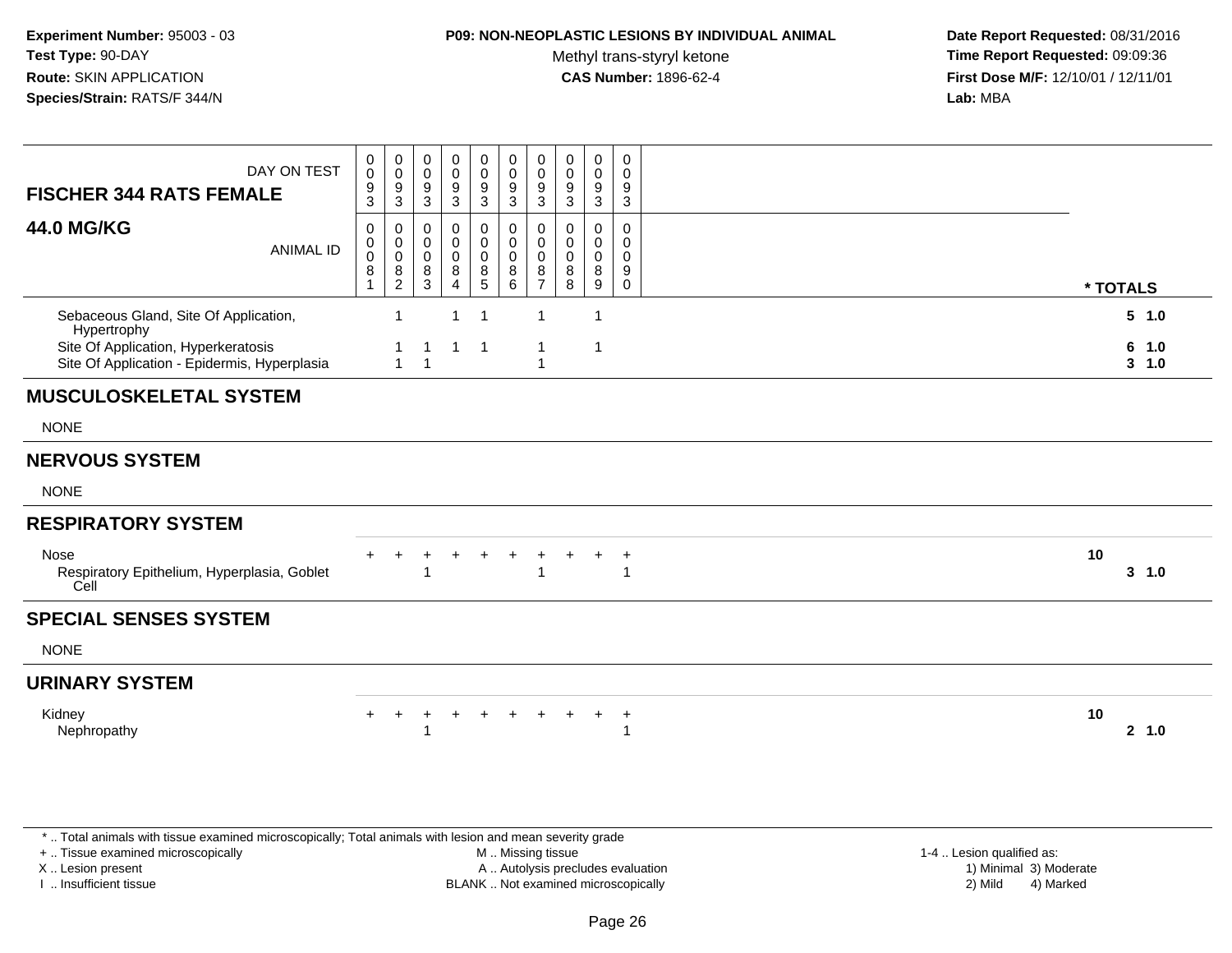**Experiment Number:** 95003 - 03
**Test Type:** 90-DAY
**Route:** SKIN APPLICATION
**Species/Strain:** RATS/F 344/N

**P09: NON-NEOPLASTIC LESIONS BY INDIVIDUAL ANIMAL**
Methyl trans-styryl ketone
**CAS Number:** 1896-62-4

**Date Report Requested:** 08/31/2016
**Time Report Requested:** 09:09:36
**First Dose M/F:** 12/10/01 / 12/11/01
**Lab:** MBA

| **FISCHER 344 RATS FEMALE** DAY ON TEST | 0093 | 0093 | 0093 | 0093 | 0093 | 0093 | 0093 | 0093 | 0093 | 0093 | |
|---|---|---|---|---|---|---|---|---|---|---|---|
| **44.0 MG/KG** ANIMAL ID | 00081 | 00082 | 00083 | 00084 | 00085 | 00086 | 00087 | 00088 | 00089 | 00090 | *** TOTALS** |
| Sebaceous Gland, Site Of Application, Hypertrophy | | 1 | | 1 | 1 | | 1 | | 1 | | **5 1.0** |
| Site Of Application, Hyperkeratosis | | 1 | 1 | 1 | 1 | | 1 | | 1 | | **6 1.0** |
| Site Of Application - Epidermis, Hyperplasia | | 1 | 1 | | | | 1 | | | | **3 1.0** |
| **MUSCULOSKELETAL SYSTEM** | | | | | | | | | | | |
| NONE | | | | | | | | | | | |
| **NERVOUS SYSTEM** | | | | | | | | | | | |
| NONE | | | | | | | | | | | |
| **RESPIRATORY SYSTEM** | | | | | | | | | | | |
| Nose | + | + | + | + | + | + | + | + | + | + | **10** |
| Respiratory Epithelium, Hyperplasia, Goblet Cell | | | 1 | | | | 1 | | | 1 | **3 1.0** |
| **SPECIAL SENSES SYSTEM** | | | | | | | | | | | |
| NONE | | | | | | | | | | | |
| **URINARY SYSTEM** | | | | | | | | | | | |
| Kidney | + | + | + | + | + | + | + | + | + | + | **10** |
| Nephropathy | | | 1 | | | | | | | 1 | **2 1.0** |

\* .. Total animals with tissue examined microscopically; Total animals with lesion and mean severity grade
\+ .. Tissue examined microscopically
X .. Lesion present
I .. Insufficient tissue

M .. Missing tissue
A .. Autolysis precludes evaluation
BLANK .. Not examined microscopically

1-4 .. Lesion qualified as:
1) Minimal 3) Moderate
2) Mild 4) Marked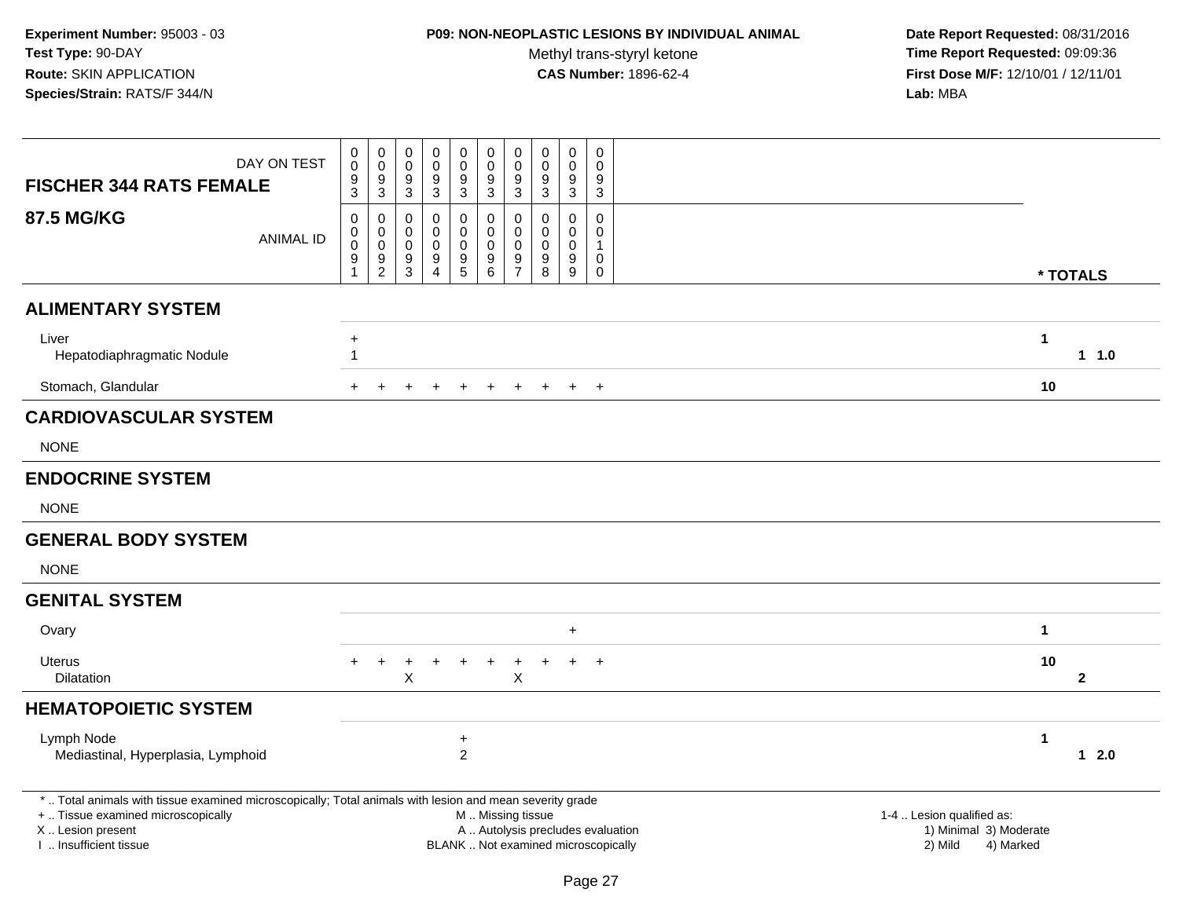**Experiment Number:** 95003 - 03
**Test Type:** 90-DAY
**Route:** SKIN APPLICATION
**Species/Strain:** RATS/F 344/N

**P09: NON-NEOPLASTIC LESIONS BY INDIVIDUAL ANIMAL**
Methyl trans-styryl ketone
**CAS Number:** 1896-62-4

**Date Report Requested:** 08/31/2016
**Time Report Requested:** 09:09:36
**First Dose M/F:** 12/10/01 / 12/11/01
**Lab:** MBA

| FISCHER 344 RATS FEMALE 87.5 MG/KG | | | | | | | | | | | | |
|---|---|---|---|---|---|---|---|---|---|---|---|---|
| DAY ON TEST | 0093 | 0093 | 0093 | 0093 | 0093 | 0093 | 0093 | 0093 | 0093 | 0093 | | |
| ANIMAL ID | 00091 | 00092 | 00093 | 00094 | 00095 | 00096 | 00097 | 00098 | 00099 | 00100 | * TOTALS | |
| **ALIMENTARY SYSTEM** | | | | | | | | | | | | |
| Liver | + | | | | | | | | | | 1 | |
| Hepatodiaphragmatic Nodule | 1 | | | | | | | | | | | 1 1.0 |
| Stomach, Glandular | + | + | + | + | + | + | + | + | + | + | 10 | |
| **CARDIOVASCULAR SYSTEM** | | | | | | | | | | | | |
| NONE | | | | | | | | | | | | |
| **ENDOCRINE SYSTEM** | | | | | | | | | | | | |
| NONE | | | | | | | | | | | | |
| **GENERAL BODY SYSTEM** | | | | | | | | | | | | |
| NONE | | | | | | | | | | | | |
| **GENITAL SYSTEM** | | | | | | | | | | | | |
| Ovary | | | | | | | | | + | | 1 | |
| Uterus | + | + | + | + | + | + | + | + | + | + | 10 | |
| Dilatation | | | X | | | | X | | | | | 2 |
| **HEMATOPOIETIC SYSTEM** | | | | | | | | | | | | |
| Lymph Node | | | | | + | | | | | | 1 | |
| Mediastinal, Hyperplasia, Lymphoid | | | | | 2 | | | | | | | 1 2.0 |

* .. Total animals with tissue examined microscopically; Total animals with lesion and mean severity grade
+ .. Tissue examined microscopically
X .. Lesion present
I .. Insufficient tissue
M .. Missing tissue
A .. Autolysis precludes evaluation
BLANK .. Not examined microscopically
1-4 .. Lesion qualified as: 1) Minimal 2) Mild 3) Moderate 4) Marked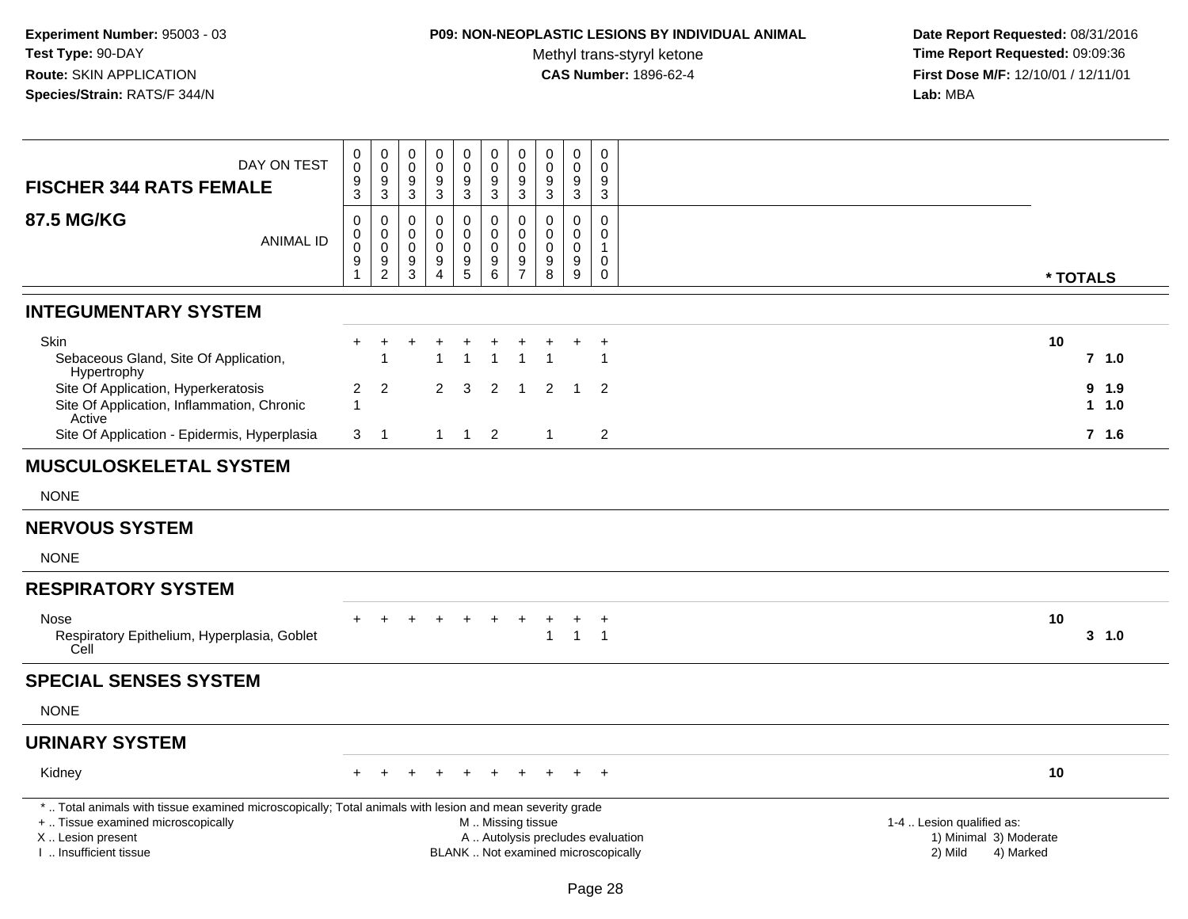**Experiment Number:** 95003 - 03
**Test Type:** 90-DAY
**Route:** SKIN APPLICATION
**Species/Strain:** RATS/F 344/N

**P09: NON-NEOPLASTIC LESIONS BY INDIVIDUAL ANIMAL**
Methyl trans-styryl ketone
**CAS Number:** 1896-62-4

**Date Report Requested:** 08/31/2016
**Time Report Requested:** 09:09:36
**First Dose M/F:** 12/10/01 / 12/11/01
**Lab:** MBA

## FISCHER 344 RATS FEMALE — 87.5 MG/KG

| DAY ON TEST | 0093 | 0093 | 0093 | 0093 | 0093 | 0093 | 0093 | 0093 | 0093 | 0093 | |
|---|---|---|---|---|---|---|---|---|---|---|---|
| **ANIMAL ID** | 0091 | 0092 | 0093 | 0094 | 0095 | 0096 | 0097 | 0098 | 0099 | 0100 | *** TOTALS** |
| **INTEGUMENTARY SYSTEM** | | | | | | | | | | | |
| Skin | + | + | + | + | + | + | + | + | + | + | 10 |
| Sebaceous Gland, Site Of Application, Hypertrophy | | 1 | | 1 | 1 | 1 | 1 | 1 | | 1 | 7 1.0 |
| Site Of Application, Hyperkeratosis | 2 | 2 | | 2 | 3 | 2 | 1 | 2 | 1 | 2 | 9 1.9 |
| Site Of Application, Inflammation, Chronic Active | 1 | | | | | | | | | | 1 1.0 |
| Site Of Application - Epidermis, Hyperplasia | 3 | 1 | | 1 | 1 | 2 | | 1 | | 2 | 7 1.6 |
| **MUSCULOSKELETAL SYSTEM** | | | | | | | | | | | |
| NONE | | | | | | | | | | | |
| **NERVOUS SYSTEM** | | | | | | | | | | | |
| NONE | | | | | | | | | | | |
| **RESPIRATORY SYSTEM** | | | | | | | | | | | |
| Nose | + | + | + | + | + | + | + | + | + | + | 10 |
| Respiratory Epithelium, Hyperplasia, Goblet Cell | | | | | | | | 1 | 1 | 1 | 3 1.0 |
| **SPECIAL SENSES SYSTEM** | | | | | | | | | | | |
| NONE | | | | | | | | | | | |
| **URINARY SYSTEM** | | | | | | | | | | | |
| Kidney | + | + | + | + | + | + | + | + | + | + | 10 |

\* .. Total animals with tissue examined microscopically; Total animals with lesion and mean severity grade
\+ .. Tissue examined microscopically
X .. Lesion present
I .. Insufficient tissue
M .. Missing tissue
A .. Autolysis precludes evaluation
BLANK .. Not examined microscopically
1-4 .. Lesion qualified as: 1) Minimal 2) Mild 3) Moderate 4) Marked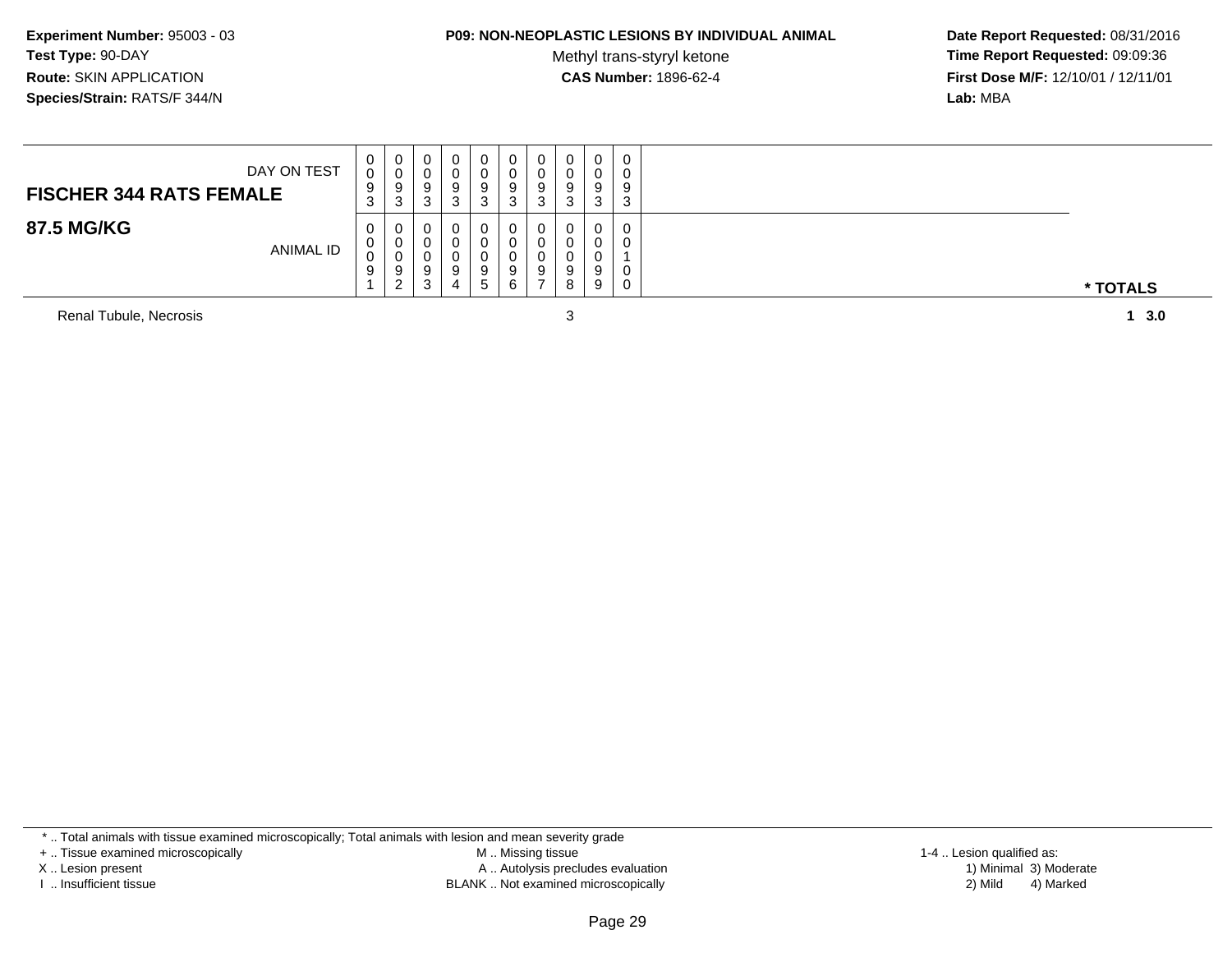**Experiment Number:** 95003 - 03
**Test Type:** 90-DAY
**Route:** SKIN APPLICATION
**Species/Strain:** RATS/F 344/N

**P09: NON-NEOPLASTIC LESIONS BY INDIVIDUAL ANIMAL**
Methyl trans-styryl ketone
**CAS Number:** 1896-62-4

**Date Report Requested:** 08/31/2016
**Time Report Requested:** 09:09:36
**First Dose M/F:** 12/10/01 / 12/11/01
**Lab:** MBA

| **FISCHER 344 RATS FEMALE** DAY ON TEST | 0093 | 0093 | 0093 | 0093 | 0093 | 0093 | 0093 | 0093 | 0093 | 0093 | |
|---|---|---|---|---|---|---|---|---|---|---|---|
| **87.5 MG/KG** ANIMAL ID | 00091 | 00092 | 00093 | 00094 | 00095 | 00096 | 00097 | 00098 | 00099 | 00100 | *** TOTALS** |
| Renal Tubule, Necrosis | | | | | | | | 3 | | | **1 3.0** |

* .. Total animals with tissue examined microscopically; Total animals with lesion and mean severity grade
+ .. Tissue examined microscopically
X .. Lesion present
I .. Insufficient tissue

M .. Missing tissue
A .. Autolysis precludes evaluation
BLANK .. Not examined microscopically

1-4 .. Lesion qualified as:
1) Minimal 3) Moderate
2) Mild 4) Marked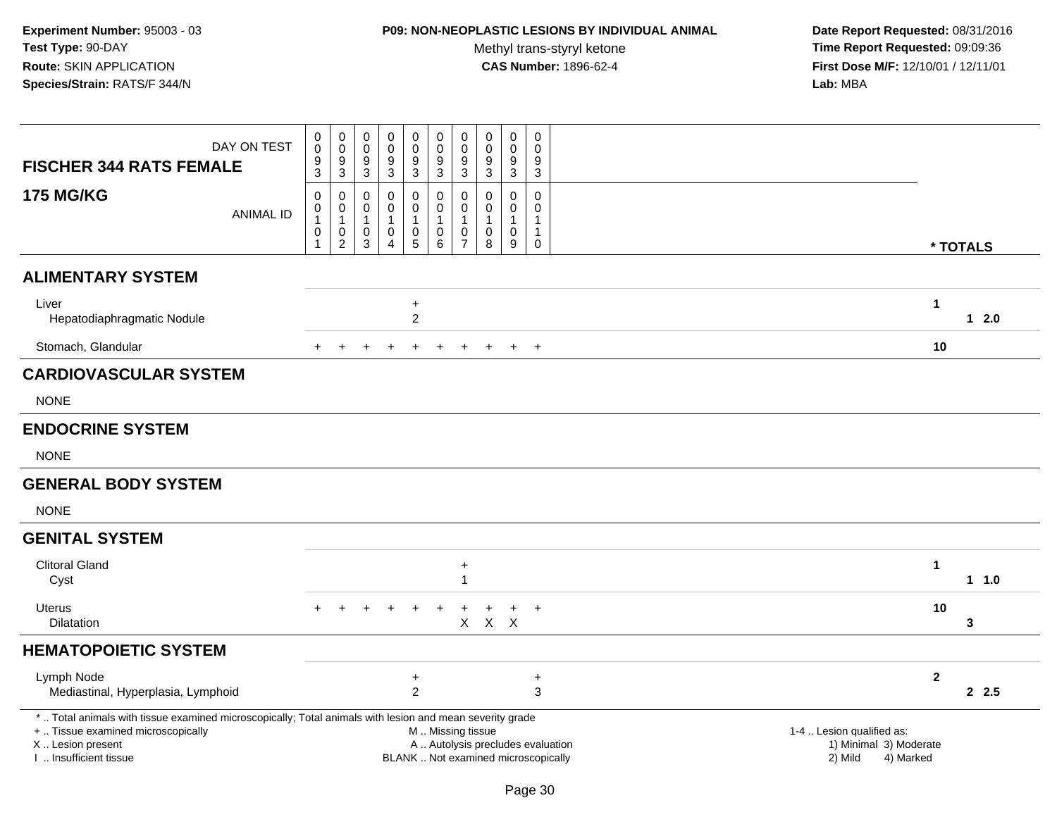**Experiment Number:** 95003 - 03
**Test Type:** 90-DAY
**Route:** SKIN APPLICATION
**Species/Strain:** RATS/F 344/N

**P09: NON-NEOPLASTIC LESIONS BY INDIVIDUAL ANIMAL**
Methyl trans-styryl ketone
**CAS Number:** 1896-62-4

**Date Report Requested:** 08/31/2016
**Time Report Requested:** 09:09:36
**First Dose M/F:** 12/10/01 / 12/11/01
**Lab:** MBA

| FISCHER 344 RATS FEMALE 175 MG/KG | | | | | | | | | | | |
|---|---|---|---|---|---|---|---|---|---|---|---|
| DAY ON TEST | 0093 | 0093 | 0093 | 0093 | 0093 | 0093 | 0093 | 0093 | 0093 | 0093 | |
| ANIMAL ID | 00101 | 00102 | 00103 | 00104 | 00105 | 00106 | 00107 | 00108 | 00109 | 00110 | * TOTALS |
| **ALIMENTARY SYSTEM** | | | | | | | | | | | |
| Liver | | | | | + | | | | | | 1 |
| Hepatodiaphragmatic Nodule | | | | | 2 | | | | | | 1 2.0 |
| Stomach, Glandular | + | + | + | + | + | + | + | + | + | + | 10 |
| **CARDIOVASCULAR SYSTEM** | | | | | | | | | | | |
| NONE | | | | | | | | | | | |
| **ENDOCRINE SYSTEM** | | | | | | | | | | | |
| NONE | | | | | | | | | | | |
| **GENERAL BODY SYSTEM** | | | | | | | | | | | |
| NONE | | | | | | | | | | | |
| **GENITAL SYSTEM** | | | | | | | | | | | |
| Clitoral Gland | | | | | | | + | | | | 1 |
| Cyst | | | | | | | 1 | | | | 1 1.0 |
| Uterus | + | + | + | + | + | + | + | + | + | + | 10 |
| Dilatation | | | | | | | X | X | X | | 3 |
| **HEMATOPOIETIC SYSTEM** | | | | | | | | | | | |
| Lymph Node | | | | | + | | | | | + | 2 |
| Mediastinal, Hyperplasia, Lymphoid | | | | | 2 | | | | | 3 | 2 2.5 |

* .. Total animals with tissue examined microscopically; Total animals with lesion and mean severity grade
+ .. Tissue examined microscopically
X .. Lesion present
I .. Insufficient tissue

M .. Missing tissue
A .. Autolysis precludes evaluation
BLANK .. Not examined microscopically

1-4 .. Lesion qualified as:
1) Minimal 3) Moderate
2) Mild 4) Marked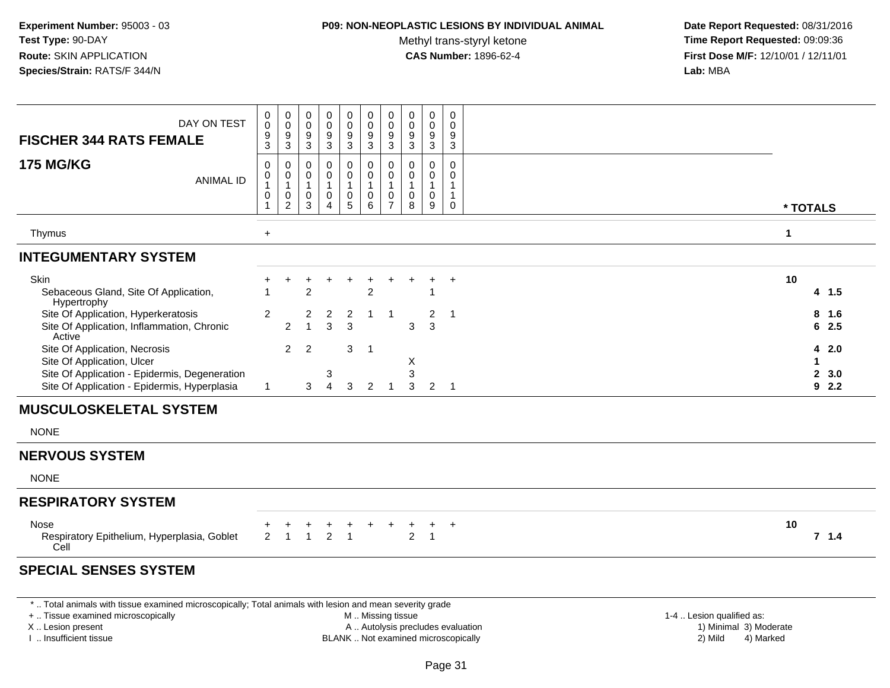**Experiment Number:** 95003 - 03
**Test Type:** 90-DAY
**Route:** SKIN APPLICATION
**Species/Strain:** RATS/F 344/N

**P09: NON-NEOPLASTIC LESIONS BY INDIVIDUAL ANIMAL**
Methyl trans-styryl ketone
**CAS Number:** 1896-62-4

**Date Report Requested:** 08/31/2016
**Time Report Requested:** 09:09:36
**First Dose M/F:** 12/10/01 / 12/11/01
**Lab:** MBA

| FISCHER 344 RATS FEMALE / 175 MG/KG | | | | | | | | | | | |
|---|---|---|---|---|---|---|---|---|---|---|---|
| DAY ON TEST | 0093 | 0093 | 0093 | 0093 | 0093 | 0093 | 0093 | 0093 | 0093 | 0093 | |
| ANIMAL ID | 00101 | 00102 | 00103 | 00104 | 00105 | 00106 | 00107 | 00108 | 00109 | 00110 | * TOTALS |
| Thymus | + | | | | | | | | | | 1 |
| **INTEGUMENTARY SYSTEM** | | | | | | | | | | | |
| Skin | + | + | + | + | + | + | + | + | + | + | 10 |
| Sebaceous Gland, Site Of Application, Hypertrophy | 1 | | 2 | | | 2 | | | 1 | | 4 1.5 |
| Site Of Application, Hyperkeratosis | 2 | | 2 | 2 | 2 | 1 | 1 | | 2 | 1 | 8 1.6 |
| Site Of Application, Inflammation, Chronic Active | | 2 | 1 | 3 | 3 | | | 3 | 3 | | 6 2.5 |
| Site Of Application, Necrosis | | 2 | 2 | | 3 | 1 | | | | | 4 2.0 |
| Site Of Application, Ulcer | | | | | | | | X | | | 1 |
| Site Of Application - Epidermis, Degeneration | | | | 3 | | | | 3 | | | 2 3.0 |
| Site Of Application - Epidermis, Hyperplasia | 1 | | 3 | 4 | 3 | 2 | 1 | 3 | 2 | 1 | 9 2.2 |
| **MUSCULOSKELETAL SYSTEM** | | | | | | | | | | | |
| NONE | | | | | | | | | | | |
| **NERVOUS SYSTEM** | | | | | | | | | | | |
| NONE | | | | | | | | | | | |
| **RESPIRATORY SYSTEM** | | | | | | | | | | | |
| Nose | + | + | + | + | + | + | + | + | + | + | 10 |
| Respiratory Epithelium, Hyperplasia, Goblet Cell | 2 | 1 | 1 | 2 | 1 | | | 2 | 1 | | 7 1.4 |
| **SPECIAL SENSES SYSTEM** | | | | | | | | | | | |

\* .. Total animals with tissue examined microscopically; Total animals with lesion and mean severity grade
\+ .. Tissue examined microscopically
X .. Lesion present
I .. Insufficient tissue
M .. Missing tissue
A .. Autolysis precludes evaluation
BLANK .. Not examined microscopically
1-4 .. Lesion qualified as: 1) Minimal 2) Mild 3) Moderate 4) Marked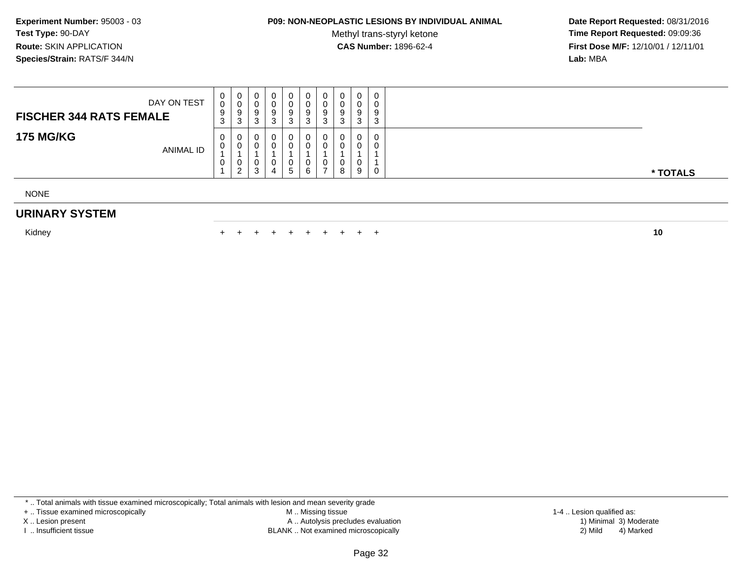**Experiment Number:** 95003 - 03
**Test Type:** 90-DAY
**Route:** SKIN APPLICATION
**Species/Strain:** RATS/F 344/N

**P09: NON-NEOPLASTIC LESIONS BY INDIVIDUAL ANIMAL**
Methyl trans-styryl ketone
**CAS Number:** 1896-62-4

**Date Report Requested:** 08/31/2016
**Time Report Requested:** 09:09:36
**First Dose M/F:** 12/10/01 / 12/11/01
**Lab:** MBA

| **FISCHER 344 RATS FEMALE** DAY ON TEST | 0093 | 0093 | 0093 | 0093 | 0093 | 0093 | 0093 | 0093 | 0093 | 0093 | |
|---|---|---|---|---|---|---|---|---|---|---|---|
| **175 MG/KG** ANIMAL ID | 00101 | 00102 | 00103 | 00104 | 00105 | 00106 | 00107 | 00108 | 00109 | 00110 | *** TOTALS** |
| NONE | | | | | | | | | | | |
| **URINARY SYSTEM** | | | | | | | | | | | |
| Kidney | + | + | + | + | + | + | + | + | + | + | **10** |

* .. Total animals with tissue examined microscopically; Total animals with lesion and mean severity grade
+ .. Tissue examined microscopically
X .. Lesion present
I .. Insufficient tissue
M .. Missing tissue
A .. Autolysis precludes evaluation
BLANK .. Not examined microscopically
1-4 .. Lesion qualified as:
1) Minimal 3) Moderate
2) Mild 4) Marked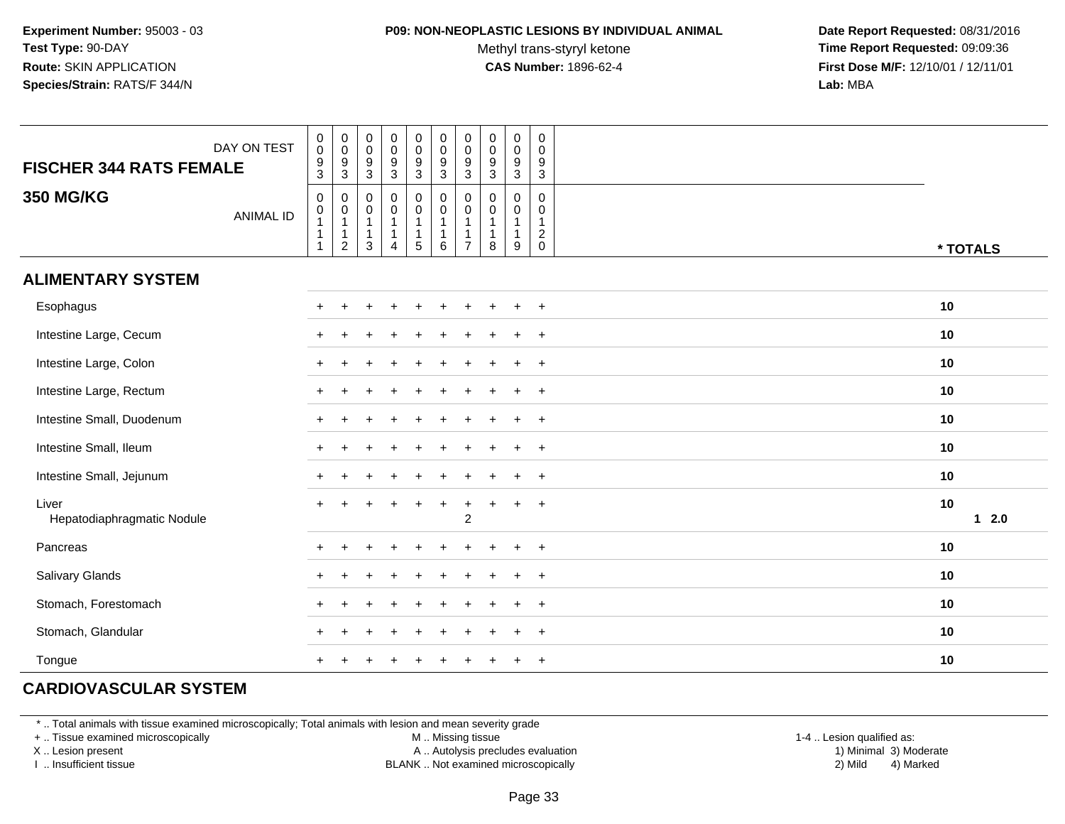**Experiment Number:** 95003 - 03
**Test Type:** 90-DAY
**Route:** SKIN APPLICATION
**Species/Strain:** RATS/F 344/N

**P09: NON-NEOPLASTIC LESIONS BY INDIVIDUAL ANIMAL**
Methyl trans-styryl ketone
**CAS Number:** 1896-62-4

**Date Report Requested:** 08/31/2016
**Time Report Requested:** 09:09:36
**First Dose M/F:** 12/10/01 / 12/11/01
**Lab:** MBA

| FISCHER 344 RATS FEMALE 350 MG/KG | | | | | | | | | | | |
|---|---|---|---|---|---|---|---|---|---|---|---|
| DAY ON TEST | 0093 | 0093 | 0093 | 0093 | 0093 | 0093 | 0093 | 0093 | 0093 | 0093 | |
| ANIMAL ID | 00111 | 00112 | 00113 | 00114 | 00115 | 00116 | 00117 | 00118 | 00119 | 00120 | * TOTALS |
| **ALIMENTARY SYSTEM** | | | | | | | | | | | |
| Esophagus | + | + | + | + | + | + | + | + | + | + | 10 |
| Intestine Large, Cecum | + | + | + | + | + | + | + | + | + | + | 10 |
| Intestine Large, Colon | + | + | + | + | + | + | + | + | + | + | 10 |
| Intestine Large, Rectum | + | + | + | + | + | + | + | + | + | + | 10 |
| Intestine Small, Duodenum | + | + | + | + | + | + | + | + | + | + | 10 |
| Intestine Small, Ileum | + | + | + | + | + | + | + | + | + | + | 10 |
| Intestine Small, Jejunum | + | + | + | + | + | + | + | + | + | + | 10 |
| Liver | + | + | + | + | + | + | + | + | + | + | 10 |
| Hepatodiaphragmatic Nodule | | | | | | | 2 | | | | 1 2.0 |
| Pancreas | + | + | + | + | + | + | + | + | + | + | 10 |
| Salivary Glands | + | + | + | + | + | + | + | + | + | + | 10 |
| Stomach, Forestomach | + | + | + | + | + | + | + | + | + | + | 10 |
| Stomach, Glandular | + | + | + | + | + | + | + | + | + | + | 10 |
| Tongue | + | + | + | + | + | + | + | + | + | + | 10 |
| **CARDIOVASCULAR SYSTEM** | | | | | | | | | | | |

* .. Total animals with tissue examined microscopically; Total animals with lesion and mean severity grade
+ .. Tissue examined microscopically
X .. Lesion present
I .. Insufficient tissue
M .. Missing tissue
A .. Autolysis precludes evaluation
BLANK .. Not examined microscopically
1-4 .. Lesion qualified as:
1) Minimal 3) Moderate
2) Mild 4) Marked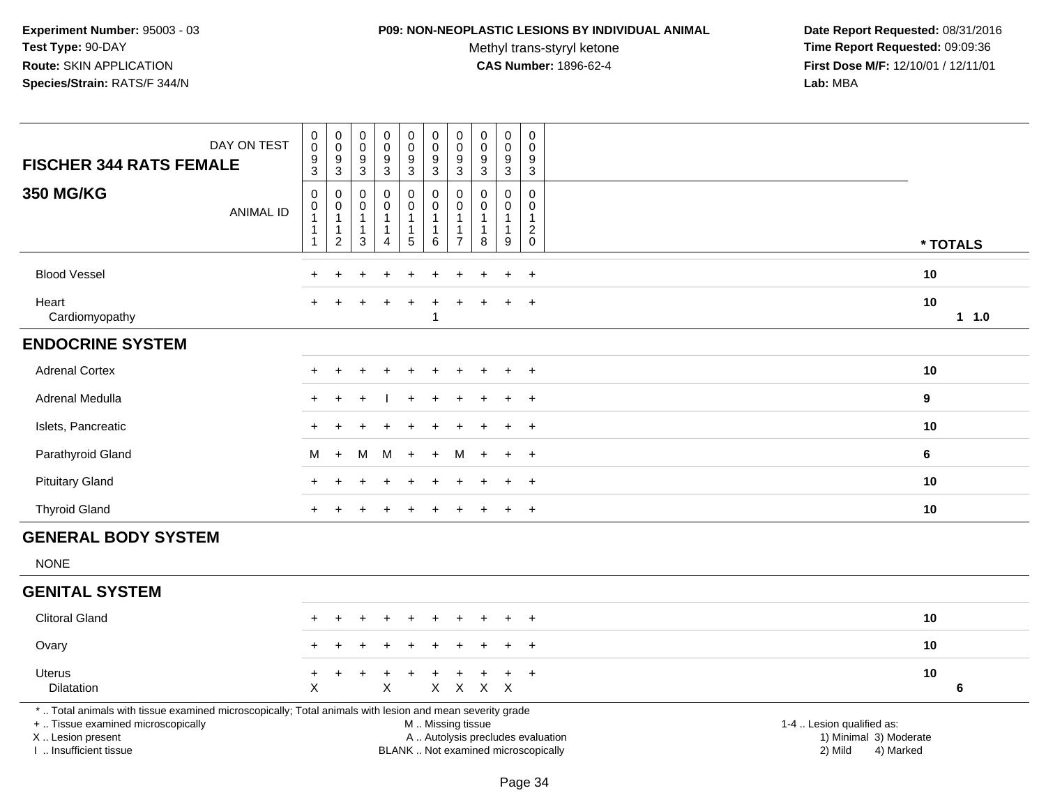**Experiment Number:** 95003 - 03
**Test Type:** 90-DAY
**Route:** SKIN APPLICATION
**Species/Strain:** RATS/F 344/N

**P09: NON-NEOPLASTIC LESIONS BY INDIVIDUAL ANIMAL**
Methyl trans-styryl ketone
**CAS Number:** 1896-62-4

**Date Report Requested:** 08/31/2016
**Time Report Requested:** 09:09:36
**First Dose M/F:** 12/10/01 / 12/11/01
**Lab:** MBA

| FISCHER 344 RATS FEMALE / 350 MG/KG | | | | | | | | | | | |
|---|---|---|---|---|---|---|---|---|---|---|---|
| DAY ON TEST | 0093 | 0093 | 0093 | 0093 | 0093 | 0093 | 0093 | 0093 | 0093 | 0093 | |
| ANIMAL ID | 00111 | 00112 | 00113 | 00114 | 00115 | 00116 | 00117 | 00118 | 00119 | 00120 | * TOTALS |
| Blood Vessel | + | + | + | + | + | + | + | + | + | + | 10 |
| Heart | + | + | + | + | + | + | + | + | + | + | 10 |
| Cardiomyopathy | | | | | | 1 | | | | | 1 1.0 |
| **ENDOCRINE SYSTEM** | | | | | | | | | | | |
| Adrenal Cortex | + | + | + | + | + | + | + | + | + | + | 10 |
| Adrenal Medulla | + | + | + | I | + | + | + | + | + | + | 9 |
| Islets, Pancreatic | + | + | + | + | + | + | + | + | + | + | 10 |
| Parathyroid Gland | M | + | M | M | + | + | M | + | + | + | 6 |
| Pituitary Gland | + | + | + | + | + | + | + | + | + | + | 10 |
| Thyroid Gland | + | + | + | + | + | + | + | + | + | + | 10 |
| **GENERAL BODY SYSTEM** | | | | | | | | | | | |
| NONE | | | | | | | | | | | |
| **GENITAL SYSTEM** | | | | | | | | | | | |
| Clitoral Gland | + | + | + | + | + | + | + | + | + | + | 10 |
| Ovary | + | + | + | + | + | + | + | + | + | + | 10 |
| Uterus | + | + | + | + | + | + | + | + | + | + | 10 |
| Dilatation | X | | | X | | X | X | X | X | | 6 |

* .. Total animals with tissue examined microscopically; Total animals with lesion and mean severity grade
+ .. Tissue examined microscopically
X .. Lesion present
I .. Insufficient tissue
M .. Missing tissue
A .. Autolysis precludes evaluation
BLANK .. Not examined microscopically
1-4 .. Lesion qualified as: 1) Minimal 2) Mild 3) Moderate 4) Marked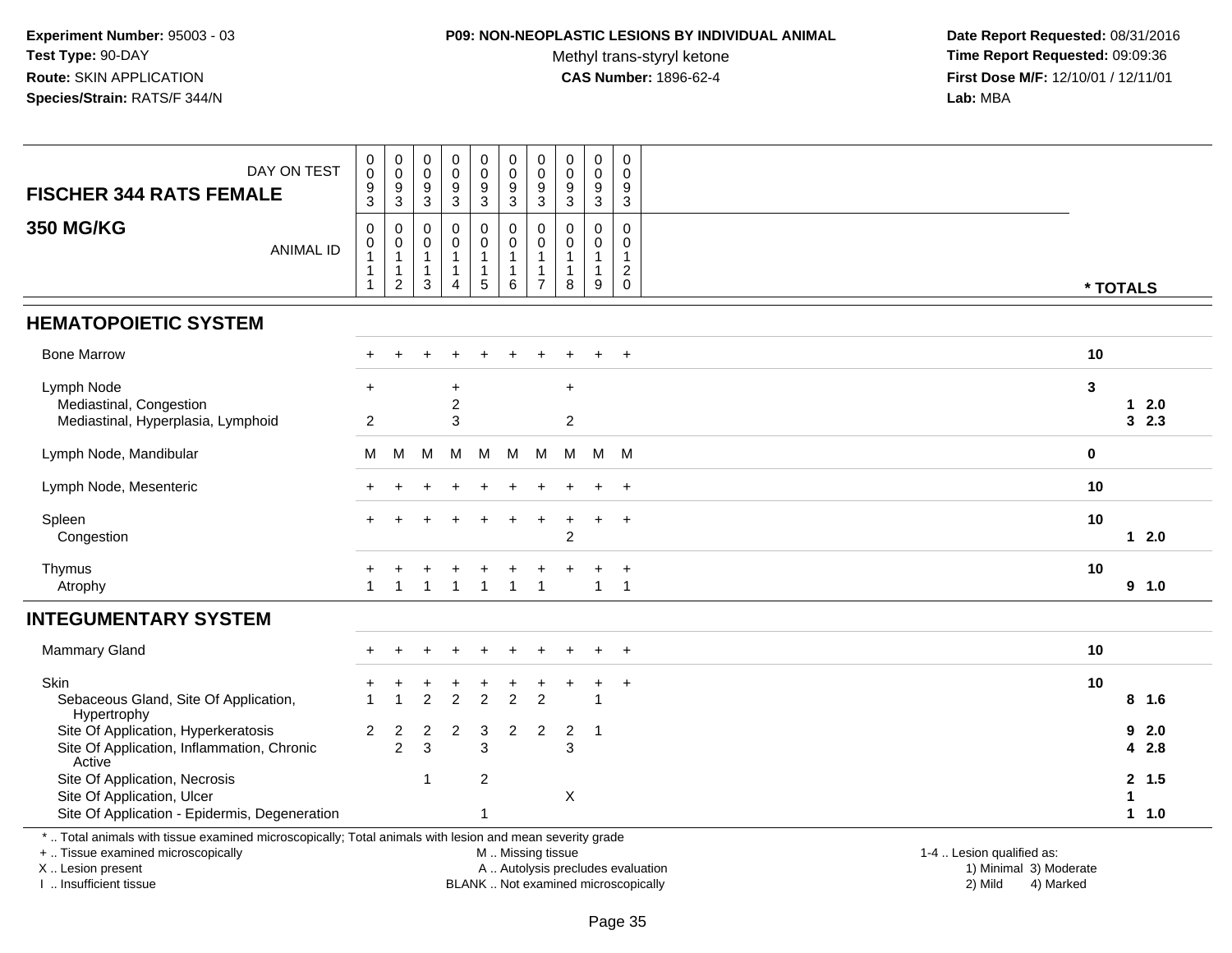**Experiment Number:** 95003 - 03
**Test Type:** 90-DAY
**Route:** SKIN APPLICATION
**Species/Strain:** RATS/F 344/N

**P09: NON-NEOPLASTIC LESIONS BY INDIVIDUAL ANIMAL**
Methyl trans-styryl ketone
**CAS Number:** 1896-62-4

**Date Report Requested:** 08/31/2016
**Time Report Requested:** 09:09:36
**First Dose M/F:** 12/10/01 / 12/11/01
**Lab:** MBA

## FISCHER 344 RATS FEMALE
## 350 MG/KG

| DAY ON TEST | 0093 | 0093 | 0093 | 0093 | 0093 | 0093 | 0093 | 0093 | 0093 | 0093 | |
|---|---|---|---|---|---|---|---|---|---|---|---|
| ANIMAL ID | 00111 | 00112 | 00113 | 00114 | 00115 | 00116 | 00117 | 00118 | 00119 | 00120 | * TOTALS |
| **HEMATOPOIETIC SYSTEM** | | | | | | | | | | | |
| Bone Marrow | + | + | + | + | + | + | + | + | + | + | 10 |
| Lymph Node | + | | | + | | | | + | | | 3 |
| Mediastinal, Congestion | | | | 2 | | | | | | | 1 2.0 |
| Mediastinal, Hyperplasia, Lymphoid | 2 | | | 3 | | | | 2 | | | 3 2.3 |
| Lymph Node, Mandibular | M | M | M | M | M | M | M | M | M | M | 0 |
| Lymph Node, Mesenteric | + | + | + | + | + | + | + | + | + | + | 10 |
| Spleen | + | + | + | + | + | + | + | + | + | + | 10 |
| Congestion | | | | | | | | 2 | | | 1 2.0 |
| Thymus | + | + | + | + | + | + | + | + | + | + | 10 |
| Atrophy | 1 | 1 | 1 | 1 | 1 | 1 | 1 | | 1 | 1 | 9 1.0 |
| **INTEGUMENTARY SYSTEM** | | | | | | | | | | | |
| Mammary Gland | + | + | + | + | + | + | + | + | + | + | 10 |
| Skin | + | + | + | + | + | + | + | + | + | + | 10 |
| Sebaceous Gland, Site Of Application, Hypertrophy | 1 | 1 | 2 | 2 | 2 | 2 | 2 | | 1 | | 8 1.6 |
| Site Of Application, Hyperkeratosis | 2 | 2 | 2 | 2 | 3 | 2 | 2 | 2 | 1 | | 9 2.0 |
| Site Of Application, Inflammation, Chronic Active | | 2 | 3 | | 3 | | | 3 | | | 4 2.8 |
| Site Of Application, Necrosis | | | 1 | | 2 | | | | | | 2 1.5 |
| Site Of Application, Ulcer | | | | | | | | X | | | 1 |
| Site Of Application - Epidermis, Degeneration | | | | | 1 | | | | | | 1 1.0 |

\* .. Total animals with tissue examined microscopically; Total animals with lesion and mean severity grade
\+ .. Tissue examined microscopically
X .. Lesion present
I .. Insufficient tissue

M .. Missing tissue
A .. Autolysis precludes evaluation
BLANK .. Not examined microscopically

1-4 .. Lesion qualified as:
1) Minimal 3) Moderate
2) Mild 4) Marked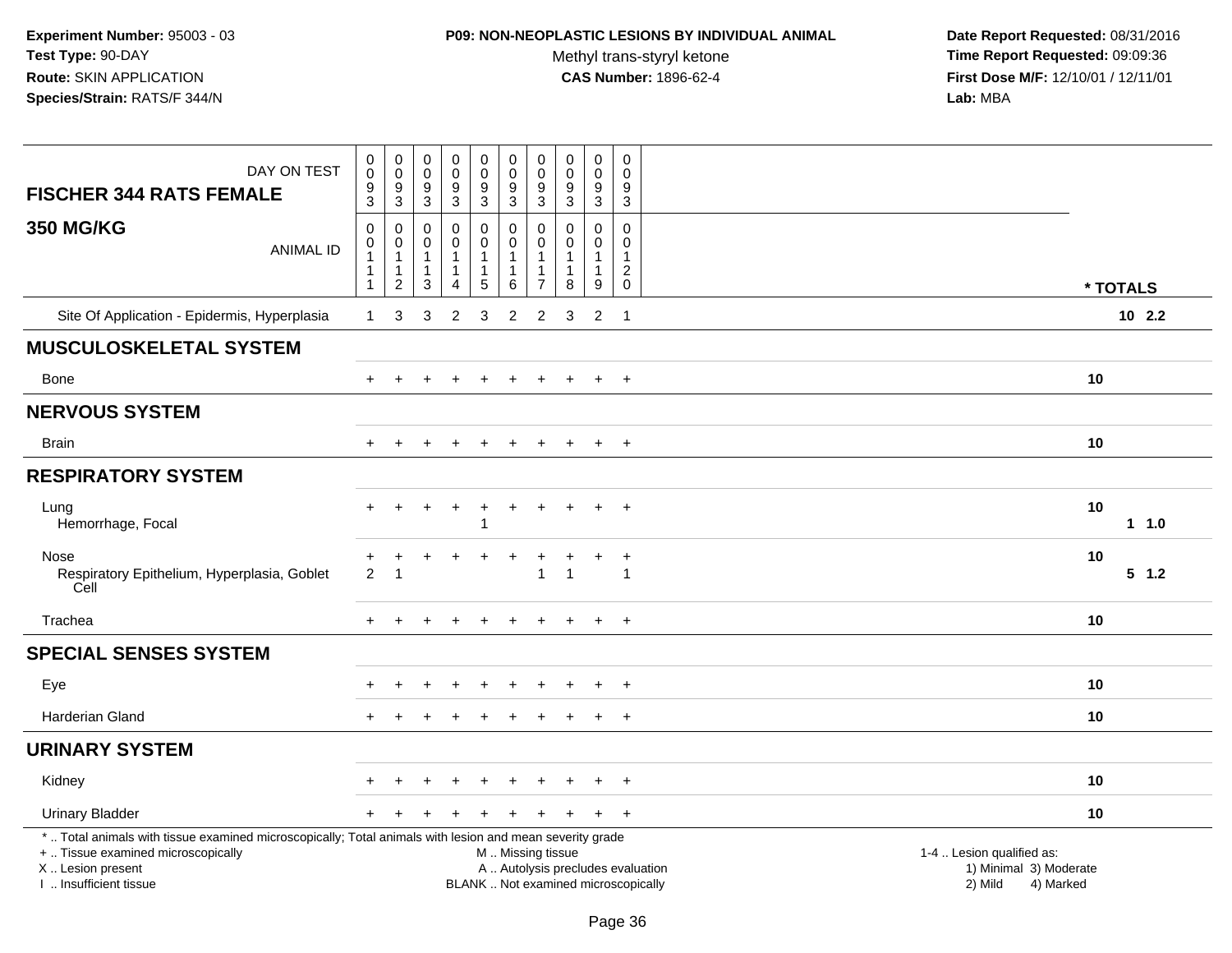**Experiment Number:** 95003 - 03
**Test Type:** 90-DAY
**Route:** SKIN APPLICATION
**Species/Strain:** RATS/F 344/N

**P09: NON-NEOPLASTIC LESIONS BY INDIVIDUAL ANIMAL**
Methyl trans-styryl ketone
**CAS Number:** 1896-62-4

**Date Report Requested:** 08/31/2016
**Time Report Requested:** 09:09:36
**First Dose M/F:** 12/10/01 / 12/11/01
**Lab:** MBA

| DAY ON TEST | 0093 | 0093 | 0093 | 0093 | 0093 | 0093 | 0093 | 0093 | 0093 | 0093 | |
|---|---|---|---|---|---|---|---|---|---|---|---|
| **FISCHER 344 RATS FEMALE 350 MG/KG** ANIMAL ID | 00111 | 00112 | 00113 | 00114 | 00115 | 00116 | 00117 | 00118 | 00119 | 00120 | *** TOTALS** |
| Site Of Application - Epidermis, Hyperplasia | 1 | 3 | 3 | 2 | 3 | 2 | 2 | 3 | 2 | 1 | **10 2.2** |
| **MUSCULOSKELETAL SYSTEM** | | | | | | | | | | | |
| Bone | + | + | + | + | + | + | + | + | + | + | **10** |
| **NERVOUS SYSTEM** | | | | | | | | | | | |
| Brain | + | + | + | + | + | + | + | + | + | + | **10** |
| **RESPIRATORY SYSTEM** | | | | | | | | | | | |
| Lung | + | + | + | + | + | + | + | + | + | + | **10** |
| Hemorrhage, Focal | | | | | 1 | | | | | | **1 1.0** |
| Nose | + | + | + | + | + | + | + | + | + | + | **10** |
| Respiratory Epithelium, Hyperplasia, Goblet Cell | 2 | 1 | | | | | 1 | 1 | | 1 | **5 1.2** |
| Trachea | + | + | + | + | + | + | + | + | + | + | **10** |
| **SPECIAL SENSES SYSTEM** | | | | | | | | | | | |
| Eye | + | + | + | + | + | + | + | + | + | + | **10** |
| Harderian Gland | + | + | + | + | + | + | + | + | + | + | **10** |
| **URINARY SYSTEM** | | | | | | | | | | | |
| Kidney | + | + | + | + | + | + | + | + | + | + | **10** |
| Urinary Bladder | + | + | + | + | + | + | + | + | + | + | **10** |

* .. Total animals with tissue examined microscopically; Total animals with lesion and mean severity grade
+ .. Tissue examined microscopically
X .. Lesion present
I .. Insufficient tissue

M .. Missing tissue
A .. Autolysis precludes evaluation
BLANK .. Not examined microscopically

1-4 .. Lesion qualified as:
1) Minimal 3) Moderate
2) Mild 4) Marked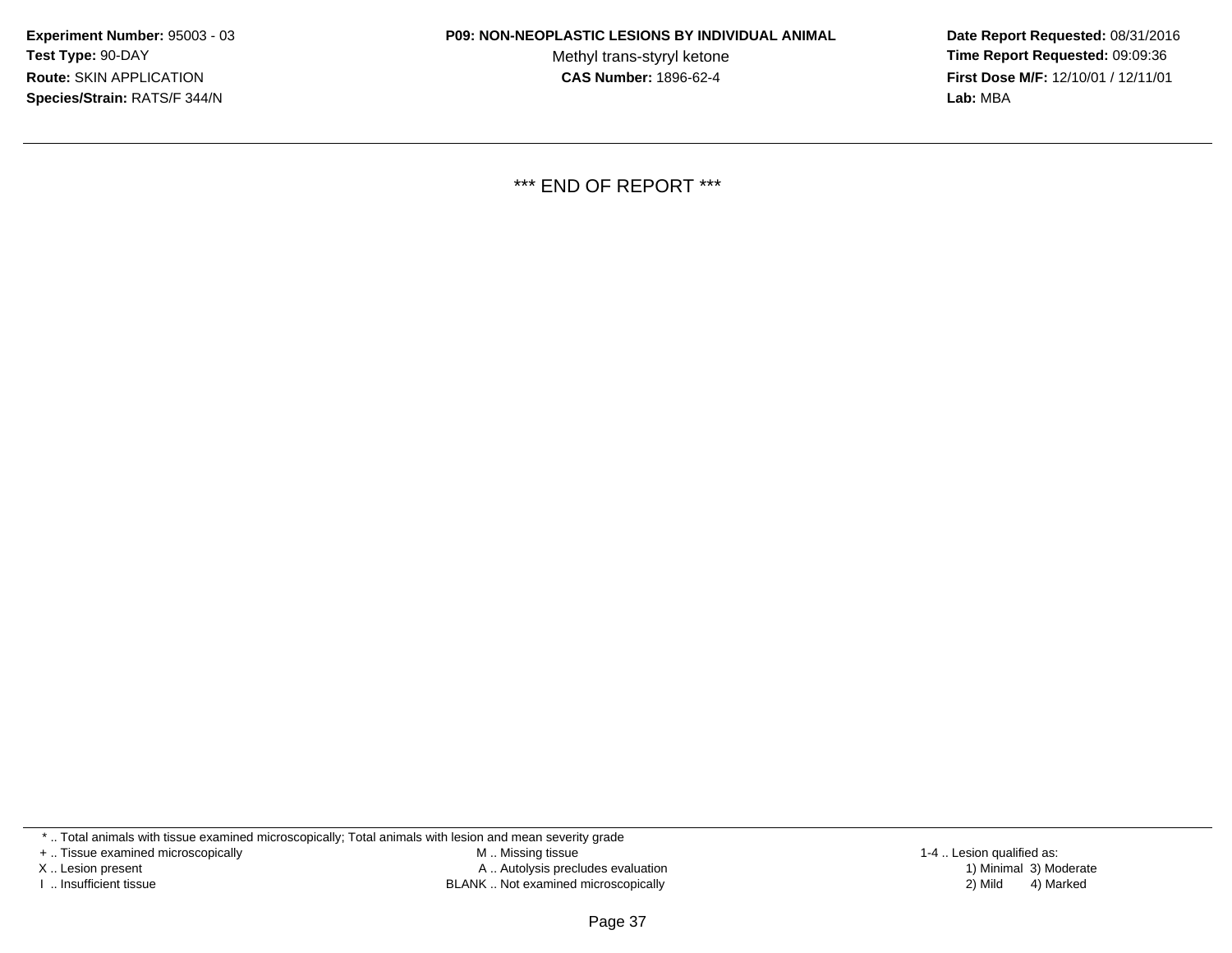*** END OF REPORT ***

\* .. Total animals with tissue examined microscopically; Total animals with lesion and mean severity grade
+ .. Tissue examined microscopically
X .. Lesion present
I .. Insufficient tissue

M .. Missing tissue
A .. Autolysis precludes evaluation
BLANK .. Not examined microscopically

1-4 .. Lesion qualified as:
1) Minimal 3) Moderate
2) Mild 4) Marked